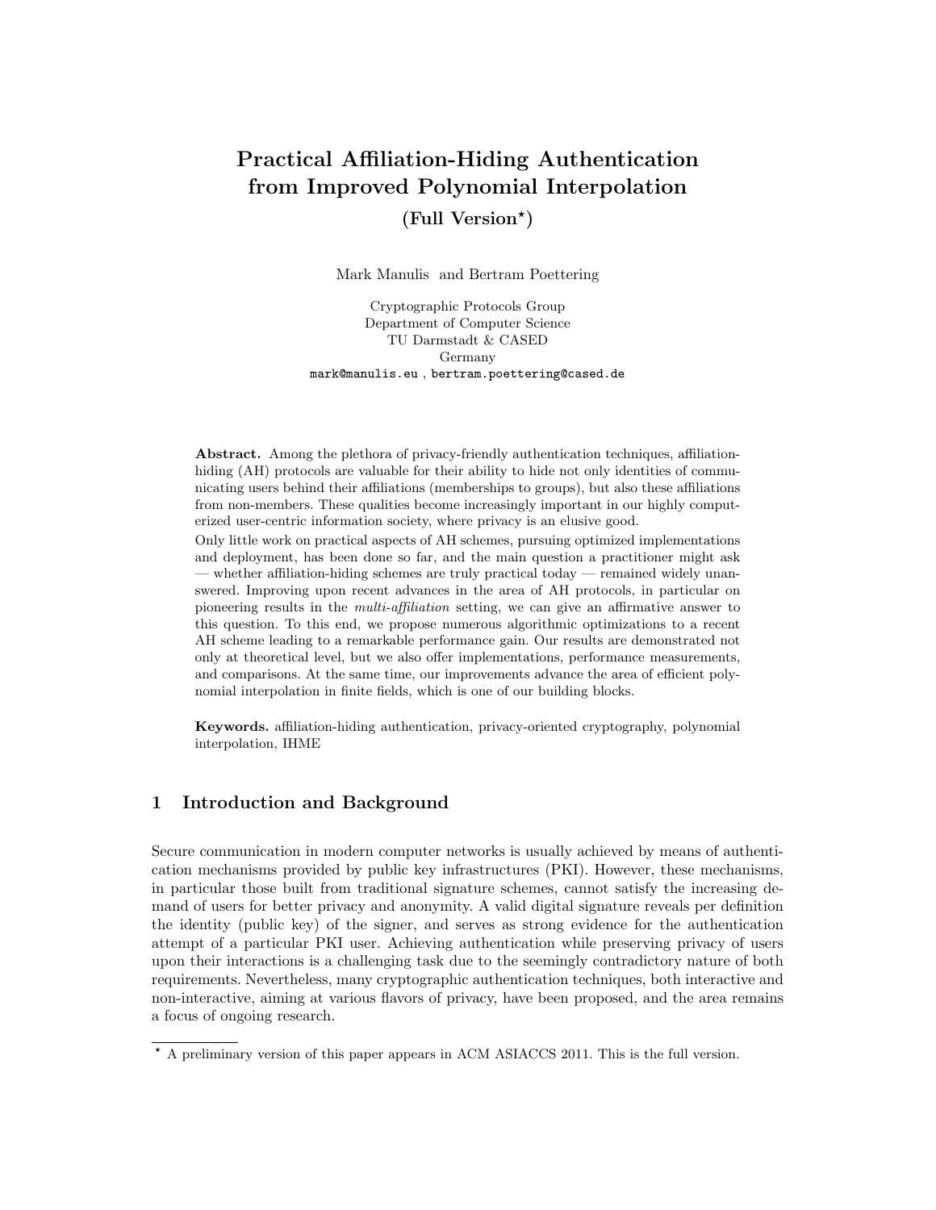# Practical Affiliation-Hiding Authentication from Improved Polynomial Interpolation

## (Full Version*)

Mark Manulis and Bertram Poettering

Cryptographic Protocols Group
Department of Computer Science
TU Darmstadt & CASED
Germany
mark@manulis.eu , bertram.poettering@cased.de

**Abstract.** Among the plethora of privacy-friendly authentication techniques, affiliation-hiding (AH) protocols are valuable for their ability to hide not only identities of communicating users behind their affiliations (memberships to groups), but also these affiliations from non-members. These qualities become increasingly important in our highly computerized user-centric information society, where privacy is an elusive good.

Only little work on practical aspects of AH schemes, pursuing optimized implementations and deployment, has been done so far, and the main question a practitioner might ask — whether affiliation-hiding schemes are truly practical today — remained widely unanswered. Improving upon recent advances in the area of AH protocols, in particular on pioneering results in the *multi-affiliation* setting, we can give an affirmative answer to this question. To this end, we propose numerous algorithmic optimizations to a recent AH scheme leading to a remarkable performance gain. Our results are demonstrated not only at theoretical level, but we also offer implementations, performance measurements, and comparisons. At the same time, our improvements advance the area of efficient polynomial interpolation in finite fields, which is one of our building blocks.

**Keywords.** affiliation-hiding authentication, privacy-oriented cryptography, polynomial interpolation, IHME

## 1 Introduction and Background

Secure communication in modern computer networks is usually achieved by means of authentication mechanisms provided by public key infrastructures (PKI). However, these mechanisms, in particular those built from traditional signature schemes, cannot satisfy the increasing demand of users for better privacy and anonymity. A valid digital signature reveals per definition the identity (public key) of the signer, and serves as strong evidence for the authentication attempt of a particular PKI user. Achieving authentication while preserving privacy of users upon their interactions is a challenging task due to the seemingly contradictory nature of both requirements. Nevertheless, many cryptographic authentication techniques, both interactive and non-interactive, aiming at various flavors of privacy, have been proposed, and the area remains a focus of ongoing research.

* A preliminary version of this paper appears in ACM ASIACCS 2011. This is the full version.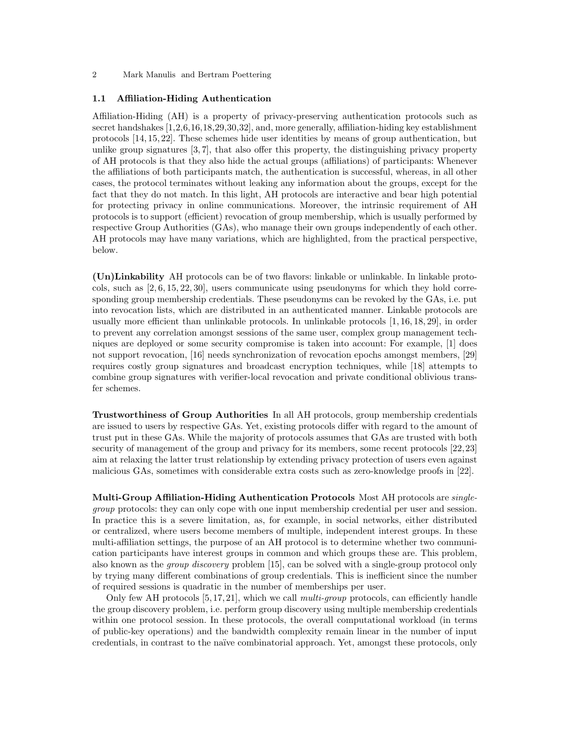### 1.1 Affiliation-Hiding Authentication

Affiliation-Hiding (AH) is a property of privacy-preserving authentication protocols such as secret handshakes [1,2,6,16,18,29,30,32], and, more generally, affiliation-hiding key establishment protocols [14, 15, 22]. These schemes hide user identities by means of group authentication, but unlike group signatures [3, 7], that also offer this property, the distinguishing privacy property of AH protocols is that they also hide the actual groups (affiliations) of participants: Whenever the affiliations of both participants match, the authentication is successful, whereas, in all other cases, the protocol terminates without leaking any information about the groups, except for the fact that they do not match. In this light, AH protocols are interactive and bear high potential for protecting privacy in online communications. Moreover, the intrinsic requirement of AH protocols is to support (efficient) revocation of group membership, which is usually performed by respective Group Authorities (GAs), who manage their own groups independently of each other. AH protocols may have many variations, which are highlighted, from the practical perspective, below.

**(Un)Linkability** AH protocols can be of two flavors: linkable or unlinkable. In linkable protocols, such as [2, 6, 15, 22, 30], users communicate using pseudonyms for which they hold corresponding group membership credentials. These pseudonyms can be revoked by the GAs, i.e. put into revocation lists, which are distributed in an authenticated manner. Linkable protocols are usually more efficient than unlinkable protocols. In unlinkable protocols [1, 16, 18, 29], in order to prevent any correlation amongst sessions of the same user, complex group management techniques are deployed or some security compromise is taken into account: For example, [1] does not support revocation, [16] needs synchronization of revocation epochs amongst members, [29] requires costly group signatures and broadcast encryption techniques, while [18] attempts to combine group signatures with verifier-local revocation and private conditional oblivious transfer schemes.

**Trustworthiness of Group Authorities** In all AH protocols, group membership credentials are issued to users by respective GAs. Yet, existing protocols differ with regard to the amount of trust put in these GAs. While the majority of protocols assumes that GAs are trusted with both security of management of the group and privacy for its members, some recent protocols [22, 23] aim at relaxing the latter trust relationship by extending privacy protection of users even against malicious GAs, sometimes with considerable extra costs such as zero-knowledge proofs in [22].

**Multi-Group Affiliation-Hiding Authentication Protocols** Most AH protocols are *single-group* protocols: they can only cope with one input membership credential per user and session. In practice this is a severe limitation, as, for example, in social networks, either distributed or centralized, where users become members of multiple, independent interest groups. In these multi-affiliation settings, the purpose of an AH protocol is to determine whether two communication participants have interest groups in common and which groups these are. This problem, also known as the *group discovery* problem [15], can be solved with a single-group protocol only by trying many different combinations of group credentials. This is inefficient since the number of required sessions is quadratic in the number of memberships per user.

Only few AH protocols [5, 17, 21], which we call *multi-group* protocols, can efficiently handle the group discovery problem, i.e. perform group discovery using multiple membership credentials within one protocol session. In these protocols, the overall computational workload (in terms of public-key operations) and the bandwidth complexity remain linear in the number of input credentials, in contrast to the naïve combinatorial approach. Yet, amongst these protocols, only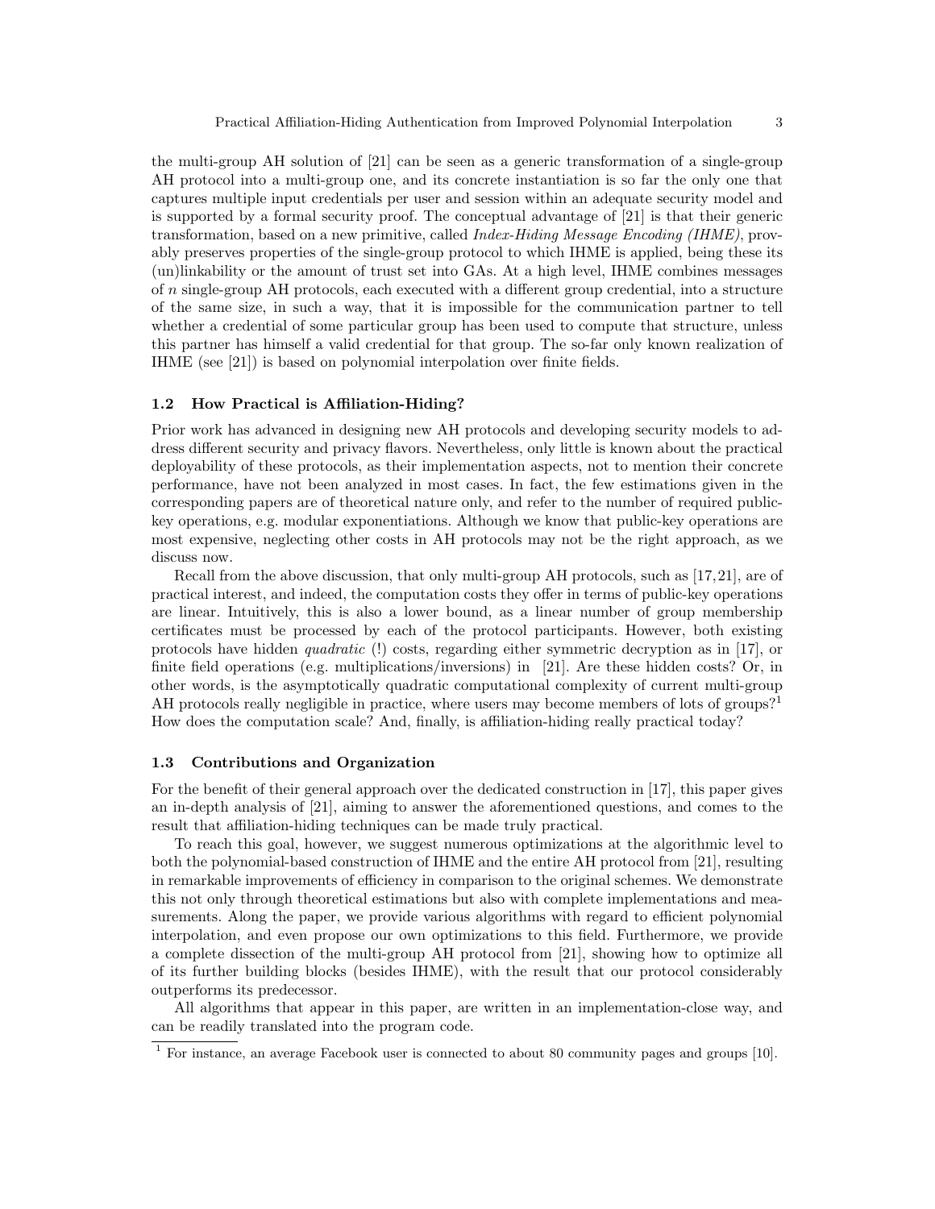the multi-group AH solution of [21] can be seen as a generic transformation of a single-group AH protocol into a multi-group one, and its concrete instantiation is so far the only one that captures multiple input credentials per user and session within an adequate security model and is supported by a formal security proof. The conceptual advantage of [21] is that their generic transformation, based on a new primitive, called *Index-Hiding Message Encoding (IHME)*, provably preserves properties of the single-group protocol to which IHME is applied, being these its (un)linkability or the amount of trust set into GAs. At a high level, IHME combines messages of $n$ single-group AH protocols, each executed with a different group credential, into a structure of the same size, in such a way, that it is impossible for the communication partner to tell whether a credential of some particular group has been used to compute that structure, unless this partner has himself a valid credential for that group. The so-far only known realization of IHME (see [21]) is based on polynomial interpolation over finite fields.

### 1.2 How Practical is Affiliation-Hiding?

Prior work has advanced in designing new AH protocols and developing security models to address different security and privacy flavors. Nevertheless, only little is known about the practical deployability of these protocols, as their implementation aspects, not to mention their concrete performance, have not been analyzed in most cases. In fact, the few estimations given in the corresponding papers are of theoretical nature only, and refer to the number of required public-key operations, e.g. modular exponentiations. Although we know that public-key operations are most expensive, neglecting other costs in AH protocols may not be the right approach, as we discuss now.

Recall from the above discussion, that only multi-group AH protocols, such as [17,21], are of practical interest, and indeed, the computation costs they offer in terms of public-key operations are linear. Intuitively, this is also a lower bound, as a linear number of group membership certificates must be processed by each of the protocol participants. However, both existing protocols have hidden *quadratic* (!) costs, regarding either symmetric decryption as in [17], or finite field operations (e.g. multiplications/inversions) in [21]. Are these hidden costs? Or, in other words, is the asymptotically quadratic computational complexity of current multi-group AH protocols really negligible in practice, where users may become members of lots of groups?[1] How does the computation scale? And, finally, is affiliation-hiding really practical today?

### 1.3 Contributions and Organization

For the benefit of their general approach over the dedicated construction in [17], this paper gives an in-depth analysis of [21], aiming to answer the aforementioned questions, and comes to the result that affiliation-hiding techniques can be made truly practical.

To reach this goal, however, we suggest numerous optimizations at the algorithmic level to both the polynomial-based construction of IHME and the entire AH protocol from [21], resulting in remarkable improvements of efficiency in comparison to the original schemes. We demonstrate this not only through theoretical estimations but also with complete implementations and measurements. Along the paper, we provide various algorithms with regard to efficient polynomial interpolation, and even propose our own optimizations to this field. Furthermore, we provide a complete dissection of the multi-group AH protocol from [21], showing how to optimize all of its further building blocks (besides IHME), with the result that our protocol considerably outperforms its predecessor.

All algorithms that appear in this paper, are written in an implementation-close way, and can be readily translated into the program code.

[1] For instance, an average Facebook user is connected to about 80 community pages and groups [10].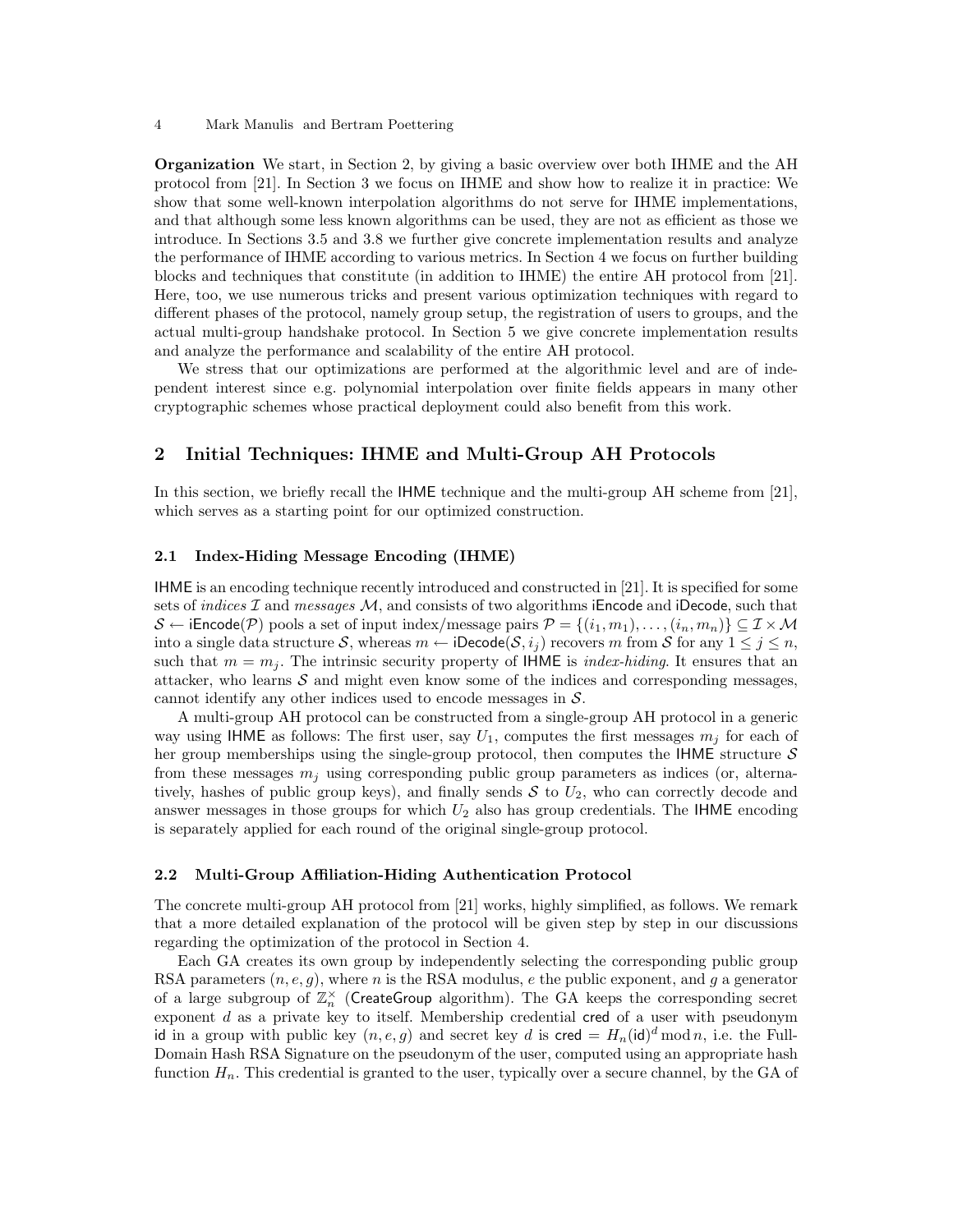**Organization** We start, in Section 2, by giving a basic overview over both IHME and the AH protocol from [21]. In Section 3 we focus on IHME and show how to realize it in practice: We show that some well-known interpolation algorithms do not serve for IHME implementations, and that although some less known algorithms can be used, they are not as efficient as those we introduce. In Sections 3.5 and 3.8 we further give concrete implementation results and analyze the performance of IHME according to various metrics. In Section 4 we focus on further building blocks and techniques that constitute (in addition to IHME) the entire AH protocol from [21]. Here, too, we use numerous tricks and present various optimization techniques with regard to different phases of the protocol, namely group setup, the registration of users to groups, and the actual multi-group handshake protocol. In Section 5 we give concrete implementation results and analyze the performance and scalability of the entire AH protocol.

We stress that our optimizations are performed at the algorithmic level and are of independent interest since e.g. polynomial interpolation over finite fields appears in many other cryptographic schemes whose practical deployment could also benefit from this work.

## 2 Initial Techniques: IHME and Multi-Group AH Protocols

In this section, we briefly recall the IHME technique and the multi-group AH scheme from [21], which serves as a starting point for our optimized construction.

### 2.1 Index-Hiding Message Encoding (IHME)

IHME is an encoding technique recently introduced and constructed in [21]. It is specified for some sets of *indices* $\mathcal{I}$ and *messages* $\mathcal{M}$, and consists of two algorithms iEncode and iDecode, such that $\mathcal{S} \leftarrow \mathsf{iEncode}(\mathcal{P})$ pools a set of input index/message pairs $\mathcal{P} = \{(i_1, m_1), \ldots, (i_n, m_n)\} \subseteq \mathcal{I} \times \mathcal{M}$ into a single data structure $\mathcal{S}$, whereas $m \leftarrow \mathsf{iDecode}(\mathcal{S}, i_j)$ recovers $m$ from $\mathcal{S}$ for any $1 \leq j \leq n$, such that $m = m_j$. The intrinsic security property of IHME is *index-hiding*. It ensures that an attacker, who learns $\mathcal{S}$ and might even know some of the indices and corresponding messages, cannot identify any other indices used to encode messages in $\mathcal{S}$.

A multi-group AH protocol can be constructed from a single-group AH protocol in a generic way using IHME as follows: The first user, say $U_1$, computes the first messages $m_j$ for each of her group memberships using the single-group protocol, then computes the IHME structure $\mathcal{S}$ from these messages $m_j$ using corresponding public group parameters as indices (or, alternatively, hashes of public group keys), and finally sends $\mathcal{S}$ to $U_2$, who can correctly decode and answer messages in those groups for which $U_2$ also has group credentials. The IHME encoding is separately applied for each round of the original single-group protocol.

### 2.2 Multi-Group Affiliation-Hiding Authentication Protocol

The concrete multi-group AH protocol from [21] works, highly simplified, as follows. We remark that a more detailed explanation of the protocol will be given step by step in our discussions regarding the optimization of the protocol in Section 4.

Each GA creates its own group by independently selecting the corresponding public group RSA parameters $(n, e, g)$, where $n$ is the RSA modulus, $e$ the public exponent, and $g$ a generator of a large subgroup of $\mathbb{Z}_n^\times$ (CreateGroup algorithm). The GA keeps the corresponding secret exponent $d$ as a private key to itself. Membership credential $\mathsf{cred}$ of a user with pseudonym $\mathsf{id}$ in a group with public key $(n, e, g)$ and secret key $d$ is $\mathsf{cred} = H_n(\mathsf{id})^d \bmod n$, i.e. the Full-Domain Hash RSA Signature on the pseudonym of the user, computed using an appropriate hash function $H_n$. This credential is granted to the user, typically over a secure channel, by the GA of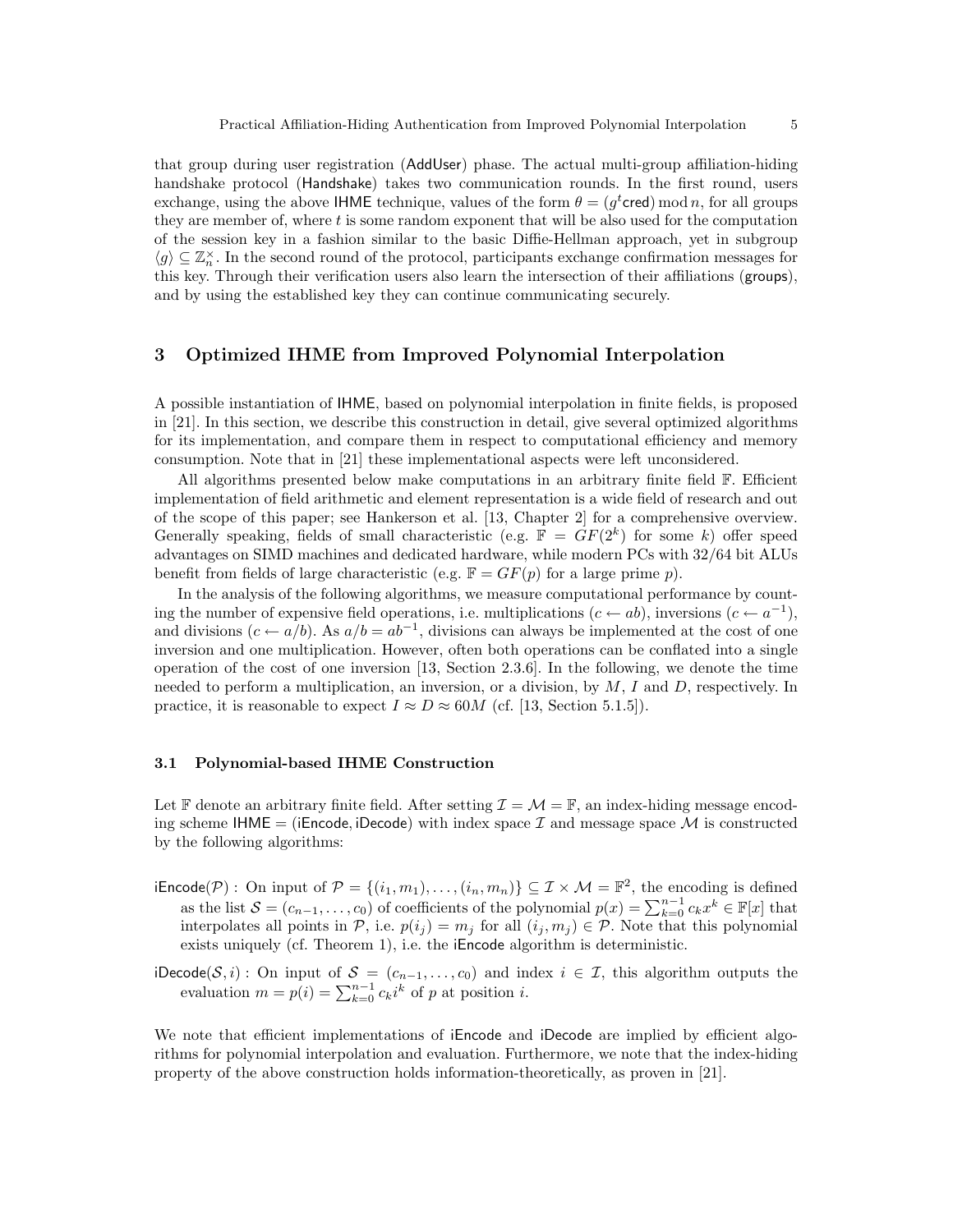that group during user registration (AddUser) phase. The actual multi-group affiliation-hiding handshake protocol (Handshake) takes two communication rounds. In the first round, users exchange, using the above IHME technique, values of the form $\theta = (g^t \mathsf{cred}) \bmod n$, for all groups they are member of, where $t$ is some random exponent that will be also used for the computation of the session key in a fashion similar to the basic Diffie-Hellman approach, yet in subgroup $\langle g \rangle \subseteq \mathbb{Z}_n^\times$. In the second round of the protocol, participants exchange confirmation messages for this key. Through their verification users also learn the intersection of their affiliations (groups), and by using the established key they can continue communicating securely.

## 3 Optimized IHME from Improved Polynomial Interpolation

A possible instantiation of IHME, based on polynomial interpolation in finite fields, is proposed in [21]. In this section, we describe this construction in detail, give several optimized algorithms for its implementation, and compare them in respect to computational efficiency and memory consumption. Note that in [21] these implementational aspects were left unconsidered.

All algorithms presented below make computations in an arbitrary finite field $\mathbb{F}$. Efficient implementation of field arithmetic and element representation is a wide field of research and out of the scope of this paper; see Hankerson et al. [13, Chapter 2] for a comprehensive overview. Generally speaking, fields of small characteristic (e.g. $\mathbb{F} = GF(2^k)$ for some $k$) offer speed advantages on SIMD machines and dedicated hardware, while modern PCs with 32/64 bit ALUs benefit from fields of large characteristic (e.g. $\mathbb{F} = GF(p)$ for a large prime $p$).

In the analysis of the following algorithms, we measure computational performance by counting the number of expensive field operations, i.e. multiplications ($c \leftarrow ab$), inversions ($c \leftarrow a^{-1}$), and divisions ($c \leftarrow a/b$). As $a/b = ab^{-1}$, divisions can always be implemented at the cost of one inversion and one multiplication. However, often both operations can be conflated into a single operation of the cost of one inversion [13, Section 2.3.6]. In the following, we denote the time needed to perform a multiplication, an inversion, or a division, by $M$, $I$ and $D$, respectively. In practice, it is reasonable to expect $I \approx D \approx 60M$ (cf. [13, Section 5.1.5]).

### 3.1 Polynomial-based IHME Construction

Let $\mathbb{F}$ denote an arbitrary finite field. After setting $\mathcal{I} = \mathcal{M} = \mathbb{F}$, an index-hiding message encoding scheme IHME = (iEncode, iDecode) with index space $\mathcal{I}$ and message space $\mathcal{M}$ is constructed by the following algorithms:

iEncode($\mathcal{P}$) : On input of $\mathcal{P} = \{(i_1, m_1), \ldots, (i_n, m_n)\} \subseteq \mathcal{I} \times \mathcal{M} = \mathbb{F}^2$, the encoding is defined as the list $\mathcal{S} = (c_{n-1}, \ldots, c_0)$ of coefficients of the polynomial $p(x) = \sum_{k=0}^{n-1} c_k x^k \in \mathbb{F}[x]$ that interpolates all points in $\mathcal{P}$, i.e. $p(i_j) = m_j$ for all $(i_j, m_j) \in \mathcal{P}$. Note that this polynomial exists uniquely (cf. Theorem 1), i.e. the iEncode algorithm is deterministic.

iDecode($\mathcal{S}, i$) : On input of $\mathcal{S} = (c_{n-1}, \ldots, c_0)$ and index $i \in \mathcal{I}$, this algorithm outputs the evaluation $m = p(i) = \sum_{k=0}^{n-1} c_k i^k$ of $p$ at position $i$.

We note that efficient implementations of iEncode and iDecode are implied by efficient algorithms for polynomial interpolation and evaluation. Furthermore, we note that the index-hiding property of the above construction holds information-theoretically, as proven in [21].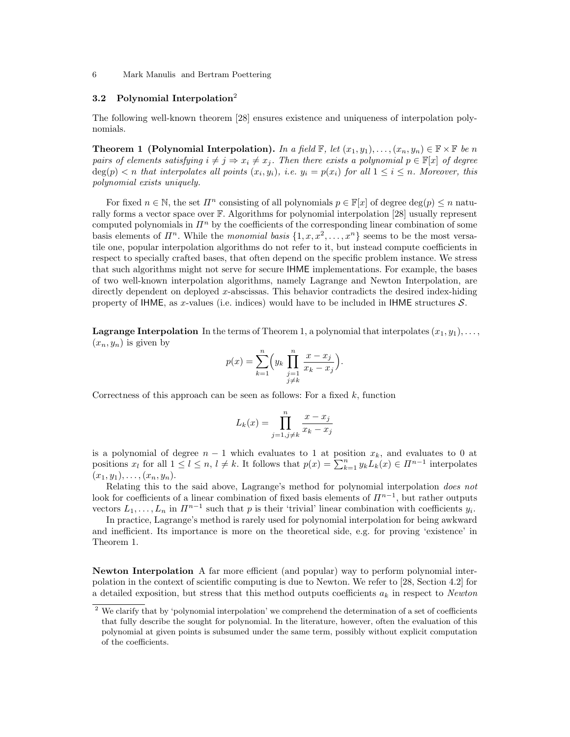### 3.2 Polynomial Interpolation[2]

The following well-known theorem [28] ensures existence and uniqueness of interpolation polynomials.

**Theorem 1 (Polynomial Interpolation).** *In a field $\mathbb{F}$, let $(x_1, y_1), \ldots, (x_n, y_n) \in \mathbb{F} \times \mathbb{F}$ be $n$ pairs of elements satisfying $i \neq j \Rightarrow x_i \neq x_j$. Then there exists a polynomial $p \in \mathbb{F}[x]$ of degree $\deg(p) < n$ that interpolates all points $(x_i, y_i)$, i.e. $y_i = p(x_i)$ for all $1 \leq i \leq n$. Moreover, this polynomial exists uniquely.*

For fixed $n \in \mathbb{N}$, the set $\Pi^n$ consisting of all polynomials $p \in \mathbb{F}[x]$ of degree $\deg(p) \leq n$ naturally forms a vector space over $\mathbb{F}$. Algorithms for polynomial interpolation [28] usually represent computed polynomials in $\Pi^n$ by the coefficients of the corresponding linear combination of some basis elements of $\Pi^n$. While the *monomial basis* $\{1, x, x^2, \ldots, x^n\}$ seems to be the most versatile one, popular interpolation algorithms do not refer to it, but instead compute coefficients in respect to specially crafted bases, that often depend on the specific problem instance. We stress that such algorithms might not serve for secure IHME implementations. For example, the bases of two well-known interpolation algorithms, namely Lagrange and Newton Interpolation, are directly dependent on deployed $x$-abscissas. This behavior contradicts the desired index-hiding property of IHME, as $x$-values (i.e. indices) would have to be included in IHME structures $\mathcal{S}$.

**Lagrange Interpolation** In the terms of Theorem 1, a polynomial that interpolates $(x_1, y_1), \ldots, (x_n, y_n)$ is given by

$$p(x) = \sum_{k=1}^{n} \Big( y_k \prod_{\substack{j=1 \\ j \neq k}}^{n} \frac{x - x_j}{x_k - x_j} \Big).$$

Correctness of this approach can be seen as follows: For a fixed $k$, function

$$L_k(x) = \prod_{j=1, j \neq k}^{n} \frac{x - x_j}{x_k - x_j}$$

is a polynomial of degree $n-1$ which evaluates to 1 at position $x_k$, and evaluates to 0 at positions $x_l$ for all $1 \leq l \leq n$, $l \neq k$. It follows that $p(x) = \sum_{k=1}^{n} y_k L_k(x) \in \Pi^{n-1}$ interpolates $(x_1, y_1), \ldots, (x_n, y_n)$.

Relating this to the said above, Lagrange's method for polynomial interpolation *does not* look for coefficients of a linear combination of fixed basis elements of $\Pi^{n-1}$, but rather outputs vectors $L_1, \ldots, L_n$ in $\Pi^{n-1}$ such that $p$ is their 'trivial' linear combination with coefficients $y_i$.

In practice, Lagrange's method is rarely used for polynomial interpolation for being awkward and inefficient. Its importance is more on the theoretical side, e.g. for proving 'existence' in Theorem 1.

**Newton Interpolation** A far more efficient (and popular) way to perform polynomial interpolation in the context of scientific computing is due to Newton. We refer to [28, Section 4.2] for a detailed exposition, but stress that this method outputs coefficients $a_k$ in respect to *Newton*

[2] We clarify that by 'polynomial interpolation' we comprehend the determination of a set of coefficients that fully describe the sought for polynomial. In the literature, however, often the evaluation of this polynomial at given points is subsumed under the same term, possibly without explicit computation of the coefficients.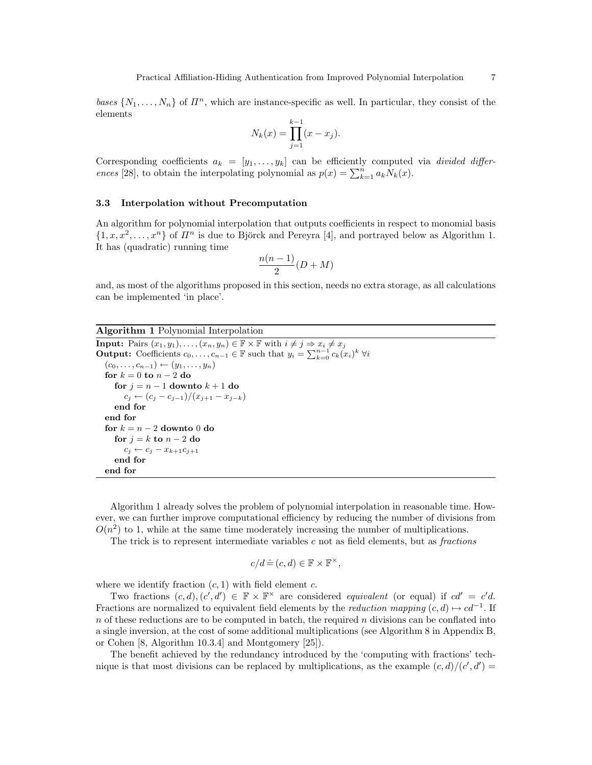*bases* $\{N_1, \ldots, N_n\}$ of $\Pi^n$, which are instance-specific as well. In particular, they consist of the elements

$$N_k(x) = \prod_{j=1}^{k-1}(x - x_j).$$

Corresponding coefficients $a_k = [y_1, \ldots, y_k]$ can be efficiently computed via *divided differences* [28], to obtain the interpolating polynomial as $p(x) = \sum_{k=1}^{n} a_k N_k(x)$.

### 3.3 Interpolation without Precomputation

An algorithm for polynomial interpolation that outputs coefficients in respect to monomial basis $\{1, x, x^2, \ldots, x^n\}$ of $\Pi^n$ is due to Björck and Pereyra [4], and portrayed below as Algorithm 1. It has (quadratic) running time

$$\frac{n(n-1)}{2}(D + M)$$

and, as most of the algorithms proposed in this section, needs no extra storage, as all calculations can be implemented 'in place'.

**Algorithm 1** Polynomial Interpolation

**Input:** Pairs $(x_1, y_1), \ldots, (x_n, y_n) \in \mathbb{F} \times \mathbb{F}$ with $i \neq j \Rightarrow x_i \neq x_j$
**Output:** Coefficients $c_0, \ldots, c_{n-1} \in \mathbb{F}$ such that $y_i = \sum_{k=0}^{n-1} c_k (x_i)^k \; \forall i$

```
(c_0, ..., c_{n-1}) ← (y_1, ..., y_n)
for k = 0 to n − 2 do
  for j = n − 1 downto k + 1 do
    c_j ← (c_j − c_{j−1})/(x_{j+1} − x_{j−k})
  end for
end for
for k = n − 2 downto 0 do
  for j = k to n − 2 do
    c_j ← c_j − x_{k+1} c_{j+1}
  end for
end for
```

Algorithm 1 already solves the problem of polynomial interpolation in reasonable time. However, we can further improve computational efficiency by reducing the number of divisions from $O(n^2)$ to 1, while at the same time moderately increasing the number of multiplications.

The trick is to represent intermediate variables $c$ not as field elements, but as *fractions*

$$c/d \mathrel{\hat{=}} (c, d) \in \mathbb{F} \times \mathbb{F}^\times,$$

where we identify fraction $(c, 1)$ with field element $c$.

Two fractions $(c, d), (c', d') \in \mathbb{F} \times \mathbb{F}^\times$ are considered *equivalent* (or equal) if $cd' = c'd$. Fractions are normalized to equivalent field elements by the *reduction mapping* $(c, d) \mapsto cd^{-1}$. If $n$ of these reductions are to be computed in batch, the required $n$ divisions can be conflated into a single inversion, at the cost of some additional multiplications (see Algorithm 8 in Appendix B, or Cohen [8, Algorithm 10.3.4] and Montgomery [25]).

The benefit achieved by the redundancy introduced by the 'computing with fractions' technique is that most divisions can be replaced by multiplications, as the example $(c, d)/(c', d') =$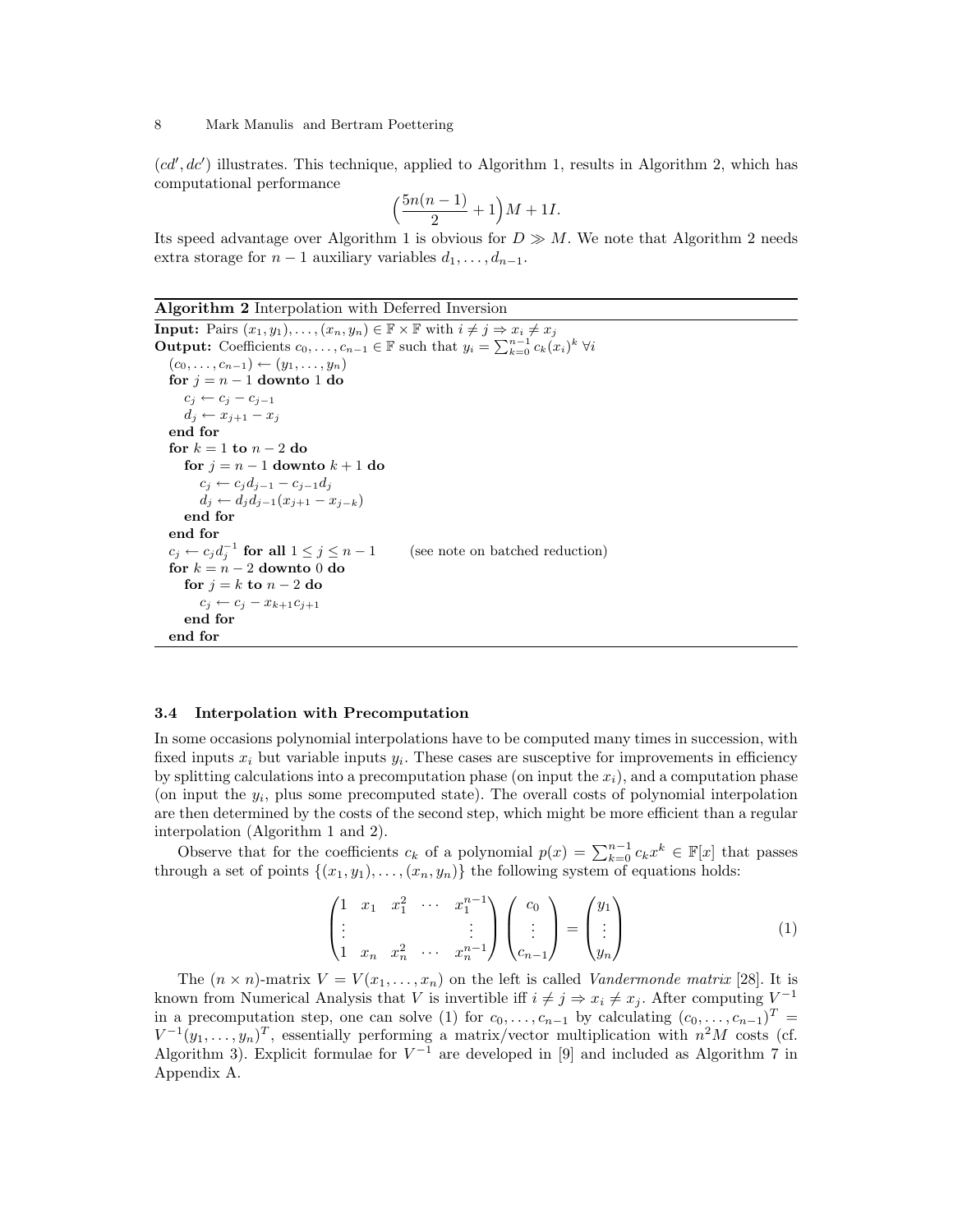$(cd', dc')$ illustrates. This technique, applied to Algorithm 1, results in Algorithm 2, which has computational performance

$$\Big(\frac{5n(n-1)}{2} + 1\Big)M + 1I.$$

Its speed advantage over Algorithm 1 is obvious for $D \gg M$. We note that Algorithm 2 needs extra storage for $n-1$ auxiliary variables $d_1, \ldots, d_{n-1}$.

**Algorithm 2** Interpolation with Deferred Inversion

**Input:** Pairs $(x_1, y_1), \ldots, (x_n, y_n) \in \mathbb{F} \times \mathbb{F}$ with $i \neq j \Rightarrow x_i \neq x_j$
**Output:** Coefficients $c_0, \ldots, c_{n-1} \in \mathbb{F}$ such that $y_i = \sum_{k=0}^{n-1} c_k (x_i)^k \; \forall i$

```
(c_0, ..., c_{n-1}) ← (y_1, ..., y_n)
for j = n − 1 downto 1 do
    c_j ← c_j − c_{j−1}
    d_j ← x_{j+1} − x_j
end for
for k = 1 to n − 2 do
    for j = n − 1 downto k + 1 do
        c_j ← c_j d_{j−1} − c_{j−1} d_j
        d_j ← d_j d_{j−1} (x_{j+1} − x_{j−k})
    end for
end for
c_j ← c_j d_j^{−1} for all 1 ≤ j ≤ n − 1        (see note on batched reduction)
for k = n − 2 downto 0 do
    for j = k to n − 2 do
        c_j ← c_j − x_{k+1} c_{j+1}
    end for
end for
```

### 3.4 Interpolation with Precomputation

In some occasions polynomial interpolations have to be computed many times in succession, with fixed inputs $x_i$ but variable inputs $y_i$. These cases are susceptive for improvements in efficiency by splitting calculations into a precomputation phase (on input the $x_i$), and a computation phase (on input the $y_i$, plus some precomputed state). The overall costs of polynomial interpolation are then determined by the costs of the second step, which might be more efficient than a regular interpolation (Algorithm 1 and 2).

Observe that for the coefficients $c_k$ of a polynomial $p(x) = \sum_{k=0}^{n-1} c_k x^k \in \mathbb{F}[x]$ that passes through a set of points $\{(x_1, y_1), \ldots, (x_n, y_n)\}$ the following system of equations holds:

$$\begin{pmatrix} 1 & x_1 & x_1^2 & \cdots & x_1^{n-1} \\ \vdots & & & & \vdots \\ 1 & x_n & x_n^2 & \cdots & x_n^{n-1} \end{pmatrix} \begin{pmatrix} c_0 \\ \vdots \\ c_{n-1} \end{pmatrix} = \begin{pmatrix} y_1 \\ \vdots \\ y_n \end{pmatrix} \tag{1}$$

The $(n \times n)$-matrix $V = V(x_1, \ldots, x_n)$ on the left is called *Vandermonde matrix* [28]. It is known from Numerical Analysis that $V$ is invertible iff $i \neq j \Rightarrow x_i \neq x_j$. After computing $V^{-1}$ in a precomputation step, one can solve (1) for $c_0, \ldots, c_{n-1}$ by calculating $(c_0, \ldots, c_{n-1})^T = V^{-1}(y_1, \ldots, y_n)^T$, essentially performing a matrix/vector multiplication with $n^2M$ costs (cf. Algorithm 3). Explicit formulae for $V^{-1}$ are developed in [9] and included as Algorithm 7 in Appendix A.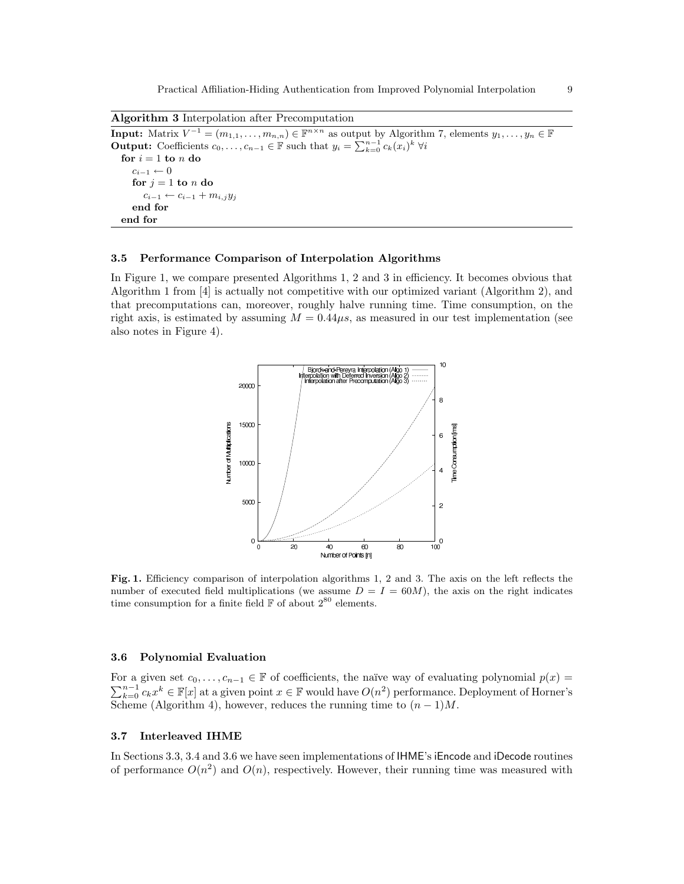**Algorithm 3** Interpolation after Precomputation

**Input:** Matrix $V^{-1} = (m_{1,1}, \ldots, m_{n,n}) \in \mathbb{F}^{n \times n}$ as output by Algorithm 7, elements $y_1, \ldots, y_n \in \mathbb{F}$
**Output:** Coefficients $c_0, \ldots, c_{n-1} \in \mathbb{F}$ such that $y_i = \sum_{k=0}^{n-1} c_k (x_i)^k \ \forall i$

```
for i = 1 to n do
    c_{i-1} ← 0
    for j = 1 to n do
        c_{i-1} ← c_{i-1} + m_{i,j} y_j
    end for
end for
```

### 3.5 Performance Comparison of Interpolation Algorithms

In Figure 1, we compare presented Algorithms 1, 2 and 3 in efficiency. It becomes obvious that Algorithm 1 from [4] is actually not competitive with our optimized variant (Algorithm 2), and that precomputations can, moreover, roughly halve running time. Time consumption, on the right axis, is estimated by assuming $M = 0.44\mu s$, as measured in our test implementation (see also notes in Figure 4).

**Fig. 1.** Efficiency comparison of interpolation algorithms 1, 2 and 3. The axis on the left reflects the number of executed field multiplications (we assume $D = I = 60M$), the axis on the right indicates time consumption for a finite field $\mathbb{F}$ of about $2^{80}$ elements.

### 3.6 Polynomial Evaluation

For a given set $c_0, \ldots, c_{n-1} \in \mathbb{F}$ of coefficients, the naïve way of evaluating polynomial $p(x) = \sum_{k=0}^{n-1} c_k x^k \in \mathbb{F}[x]$ at a given point $x \in \mathbb{F}$ would have $O(n^2)$ performance. Deployment of Horner's Scheme (Algorithm 4), however, reduces the running time to $(n-1)M$.

### 3.7 Interleaved IHME

In Sections 3.3, 3.4 and 3.6 we have seen implementations of IHME's iEncode and iDecode routines of performance $O(n^2)$ and $O(n)$, respectively. However, their running time was measured with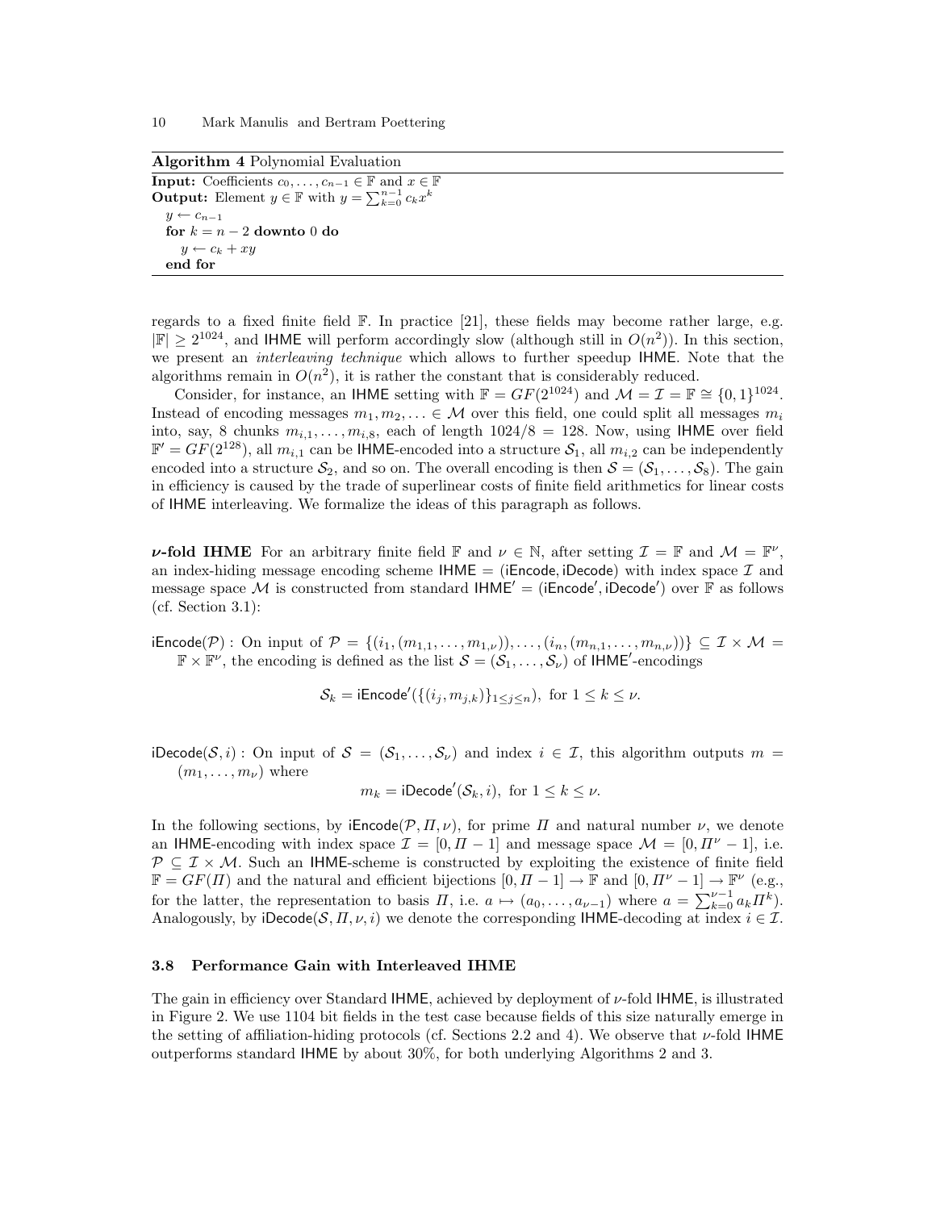**Algorithm 4** Polynomial Evaluation

**Input:** Coefficients $c_0, \ldots, c_{n-1} \in \mathbb{F}$ and $x \in \mathbb{F}$
**Output:** Element $y \in \mathbb{F}$ with $y = \sum_{k=0}^{n-1} c_k x^k$

```
y ← c_{n-1}
for k = n − 2 downto 0 do
    y ← c_k + xy
end for
```

regards to a fixed finite field $\mathbb{F}$. In practice [21], these fields may become rather large, e.g. $|\mathbb{F}| \geq 2^{1024}$, and IHME will perform accordingly slow (although still in $O(n^2)$). In this section, we present an *interleaving technique* which allows to further speedup IHME. Note that the algorithms remain in $O(n^2)$, it is rather the constant that is considerably reduced.

Consider, for instance, an IHME setting with $\mathbb{F} = GF(2^{1024})$ and $\mathcal{M} = \mathcal{I} = \mathbb{F} \cong \{0,1\}^{1024}$. Instead of encoding messages $m_1, m_2, \ldots \in \mathcal{M}$ over this field, one could split all messages $m_i$ into, say, 8 chunks $m_{i,1}, \ldots, m_{i,8}$, each of length $1024/8 = 128$. Now, using IHME over field $\mathbb{F}' = GF(2^{128})$, all $m_{i,1}$ can be IHME-encoded into a structure $\mathcal{S}_1$, all $m_{i,2}$ can be independently encoded into a structure $\mathcal{S}_2$, and so on. The overall encoding is then $\mathcal{S} = (\mathcal{S}_1, \ldots, \mathcal{S}_8)$. The gain in efficiency is caused by the trade of superlinear costs of finite field arithmetics for linear costs of IHME interleaving. We formalize the ideas of this paragraph as follows.

***ν*-fold IHME** For an arbitrary finite field $\mathbb{F}$ and $\nu \in \mathbb{N}$, after setting $\mathcal{I} = \mathbb{F}$ and $\mathcal{M} = \mathbb{F}^\nu$, an index-hiding message encoding scheme IHME = (iEncode, iDecode) with index space $\mathcal{I}$ and message space $\mathcal{M}$ is constructed from standard IHME′ = (iEncode′, iDecode′) over $\mathbb{F}$ as follows (cf. Section 3.1):

iEncode($\mathcal{P}$) : On input of $\mathcal{P} = \{(i_1, (m_{1,1}, \ldots, m_{1,\nu})), \ldots, (i_n, (m_{n,1}, \ldots, m_{n,\nu}))\} \subseteq \mathcal{I} \times \mathcal{M} = \mathbb{F} \times \mathbb{F}^\nu$, the encoding is defined as the list $\mathcal{S} = (\mathcal{S}_1, \ldots, \mathcal{S}_\nu)$ of IHME′-encodings

$$\mathcal{S}_k = \mathsf{iEncode}'(\{(i_j, m_{j,k})\}_{1 \leq j \leq n}), \text{ for } 1 \leq k \leq \nu.$$

iDecode($\mathcal{S}, i$) : On input of $\mathcal{S} = (\mathcal{S}_1, \ldots, \mathcal{S}_\nu)$ and index $i \in \mathcal{I}$, this algorithm outputs $m = (m_1, \ldots, m_\nu)$ where

$$m_k = \mathsf{iDecode}'(\mathcal{S}_k, i), \text{ for } 1 \leq k \leq \nu.$$

In the following sections, by iEncode($\mathcal{P}, \Pi, \nu$), for prime $\Pi$ and natural number $\nu$, we denote an IHME-encoding with index space $\mathcal{I} = [0, \Pi - 1]$ and message space $\mathcal{M} = [0, \Pi^\nu - 1]$, i.e. $\mathcal{P} \subseteq \mathcal{I} \times \mathcal{M}$. Such an IHME-scheme is constructed by exploiting the existence of finite field $\mathbb{F} = GF(\Pi)$ and the natural and efficient bijections $[0, \Pi - 1] \to \mathbb{F}$ and $[0, \Pi^\nu - 1] \to \mathbb{F}^\nu$ (e.g., for the latter, the representation to basis $\Pi$, i.e. $a \mapsto (a_0, \ldots, a_{\nu-1})$ where $a = \sum_{k=0}^{\nu-1} a_k \Pi^k$). Analogously, by iDecode($\mathcal{S}, \Pi, \nu, i$) we denote the corresponding IHME-decoding at index $i \in \mathcal{I}$.

### 3.8 Performance Gain with Interleaved IHME

The gain in efficiency over Standard IHME, achieved by deployment of $\nu$-fold IHME, is illustrated in Figure 2. We use 1104 bit fields in the test case because fields of this size naturally emerge in the setting of affiliation-hiding protocols (cf. Sections 2.2 and 4). We observe that $\nu$-fold IHME outperforms standard IHME by about 30%, for both underlying Algorithms 2 and 3.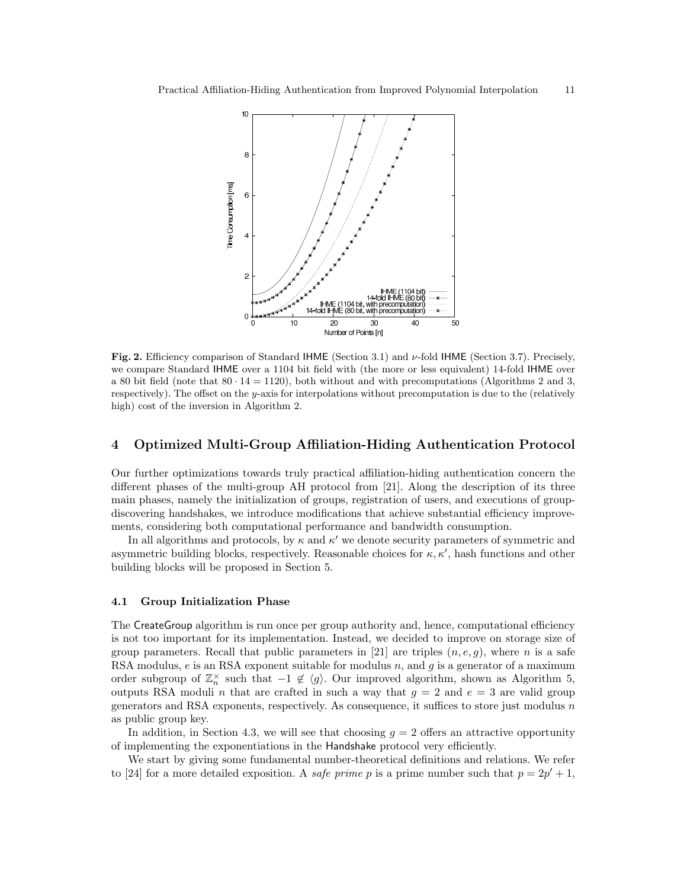**Fig. 2.** Efficiency comparison of Standard IHME (Section 3.1) and $\nu$-fold IHME (Section 3.7). Precisely, we compare Standard IHME over a 1104 bit field with (the more or less equivalent) 14-fold IHME over a 80 bit field (note that $80 \cdot 14 = 1120$), both without and with precomputations (Algorithms 2 and 3, respectively). The offset on the $y$-axis for interpolations without precomputation is due to the (relatively high) cost of the inversion in Algorithm 2.

## 4 Optimized Multi-Group Affiliation-Hiding Authentication Protocol

Our further optimizations towards truly practical affiliation-hiding authentication concern the different phases of the multi-group AH protocol from [21]. Along the description of its three main phases, namely the initialization of groups, registration of users, and executions of group-discovering handshakes, we introduce modifications that achieve substantial efficiency improvements, considering both computational performance and bandwidth consumption.

In all algorithms and protocols, by $\kappa$ and $\kappa'$ we denote security parameters of symmetric and asymmetric building blocks, respectively. Reasonable choices for $\kappa, \kappa'$, hash functions and other building blocks will be proposed in Section 5.

### 4.1 Group Initialization Phase

The CreateGroup algorithm is run once per group authority and, hence, computational efficiency is not too important for its implementation. Instead, we decided to improve on storage size of group parameters. Recall that public parameters in [21] are triples $(n, e, g)$, where $n$ is a safe RSA modulus, $e$ is an RSA exponent suitable for modulus $n$, and $g$ is a generator of a maximum order subgroup of $\mathbb{Z}_n^\times$ such that $-1 \notin \langle g \rangle$. Our improved algorithm, shown as Algorithm 5, outputs RSA moduli $n$ that are crafted in such a way that $g = 2$ and $e = 3$ are valid group generators and RSA exponents, respectively. As consequence, it suffices to store just modulus $n$ as public group key.

In addition, in Section 4.3, we will see that choosing $g = 2$ offers an attractive opportunity of implementing the exponentiations in the Handshake protocol very efficiently.

We start by giving some fundamental number-theoretical definitions and relations. We refer to [24] for a more detailed exposition. A *safe prime* $p$ is a prime number such that $p = 2p' + 1$,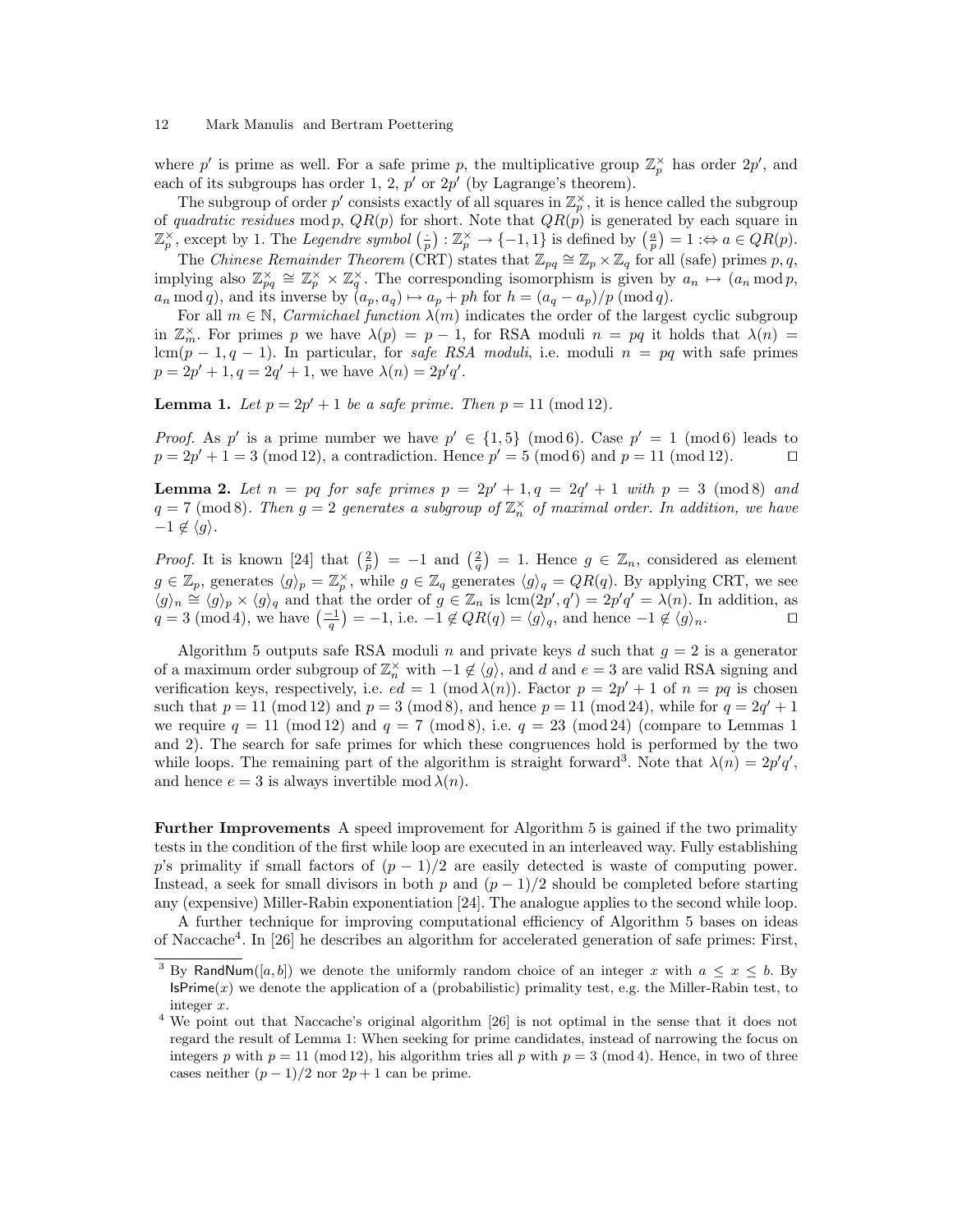where $p'$ is prime as well. For a safe prime $p$, the multiplicative group $\mathbb{Z}_p^\times$ has order $2p'$, and each of its subgroups has order 1, 2, $p'$ or $2p'$ (by Lagrange's theorem).

The subgroup of order $p'$ consists exactly of all squares in $\mathbb{Z}_p^\times$, it is hence called the subgroup of *quadratic residues* mod $p$, $QR(p)$ for short. Note that $QR(p)$ is generated by each square in $\mathbb{Z}_p^\times$, except by 1. The *Legendre symbol* $\left(\frac{\cdot}{p}\right) : \mathbb{Z}_p^\times \to \{-1, 1\}$ is defined by $\left(\frac{a}{p}\right) = 1 :\Leftrightarrow a \in QR(p)$.

The *Chinese Remainder Theorem* (CRT) states that $\mathbb{Z}_{pq} \cong \mathbb{Z}_p \times \mathbb{Z}_q$ for all (safe) primes $p, q$, implying also $\mathbb{Z}_{pq}^\times \cong \mathbb{Z}_p^\times \times \mathbb{Z}_q^\times$. The corresponding isomorphism is given by $a_n \mapsto (a_n \bmod p, a_n \bmod q)$, and its inverse by $(a_p, a_q) \mapsto a_p + ph$ for $h = (a_q - a_p)/p \pmod q$.

For all $m \in \mathbb{N}$, *Carmichael function* $\lambda(m)$ indicates the order of the largest cyclic subgroup in $\mathbb{Z}_m^\times$. For primes $p$ we have $\lambda(p) = p - 1$, for RSA moduli $n = pq$ it holds that $\lambda(n) = \operatorname{lcm}(p-1, q-1)$. In particular, for *safe RSA moduli*, i.e. moduli $n = pq$ with safe primes $p = 2p' + 1, q = 2q' + 1$, we have $\lambda(n) = 2p'q'$.

**Lemma 1.** *Let $p = 2p' + 1$ be a safe prime. Then $p = 11 \pmod{12}$.*

*Proof.* As $p'$ is a prime number we have $p' \in \{1, 5\} \pmod 6$. Case $p' = 1 \pmod 6$ leads to $p = 2p' + 1 = 3 \pmod{12}$, a contradiction. Hence $p' = 5 \pmod 6$ and $p = 11 \pmod{12}$. ⊓⊔

**Lemma 2.** *Let $n = pq$ for safe primes $p = 2p' + 1, q = 2q' + 1$ with $p = 3 \pmod 8$ and $q = 7 \pmod 8$. Then $g = 2$ generates a subgroup of $\mathbb{Z}_n^\times$ of maximal order. In addition, we have $-1 \notin \langle g \rangle$.*

*Proof.* It is known [24] that $\left(\frac{2}{p}\right) = -1$ and $\left(\frac{2}{q}\right) = 1$. Hence $g \in \mathbb{Z}_n$, considered as element $g \in \mathbb{Z}_p$, generates $\langle g \rangle_p = \mathbb{Z}_p^\times$, while $g \in \mathbb{Z}_q$ generates $\langle g \rangle_q = QR(q)$. By applying CRT, we see $\langle g \rangle_n \cong \langle g \rangle_p \times \langle g \rangle_q$ and that the order of $g \in \mathbb{Z}_n$ is $\operatorname{lcm}(2p', q') = 2p'q' = \lambda(n)$. In addition, as $q = 3 \pmod 4$, we have $\left(\frac{-1}{q}\right) = -1$, i.e. $-1 \notin QR(q) = \langle g \rangle_q$, and hence $-1 \notin \langle g \rangle_n$. ⊓⊔

Algorithm 5 outputs safe RSA moduli $n$ and private keys $d$ such that $g = 2$ is a generator of a maximum order subgroup of $\mathbb{Z}_n^\times$ with $-1 \notin \langle g \rangle$, and $d$ and $e = 3$ are valid RSA signing and verification keys, respectively, i.e. $ed = 1 \pmod{\lambda(n)}$. Factor $p = 2p' + 1$ of $n = pq$ is chosen such that $p = 11 \pmod{12}$ and $p = 3 \pmod 8$, and hence $p = 11 \pmod{24}$, while for $q = 2q' + 1$ we require $q = 11 \pmod{12}$ and $q = 7 \pmod 8$, i.e. $q = 23 \pmod{24}$ (compare to Lemmas 1 and 2). The search for safe primes for which these congruences hold is performed by the two while loops. The remaining part of the algorithm is straight forward[3]. Note that $\lambda(n) = 2p'q'$, and hence $e = 3$ is always invertible mod $\lambda(n)$.

**Further Improvements** A speed improvement for Algorithm 5 is gained if the two primality tests in the condition of the first while loop are executed in an interleaved way. Fully establishing $p$'s primality if small factors of $(p-1)/2$ are easily detected is waste of computing power. Instead, a seek for small divisors in both $p$ and $(p-1)/2$ should be completed before starting any (expensive) Miller-Rabin exponentiation [24]. The analogue applies to the second while loop.

A further technique for improving computational efficiency of Algorithm 5 bases on ideas of Naccache[4]. In [26] he describes an algorithm for accelerated generation of safe primes: First,

[3] By $\mathsf{RandNum}([a, b])$ we denote the uniformly random choice of an integer $x$ with $a \leq x \leq b$. By $\mathsf{IsPrime}(x)$ we denote the application of a (probabilistic) primality test, e.g. the Miller-Rabin test, to integer $x$.

[4] We point out that Naccache's original algorithm [26] is not optimal in the sense that it does not regard the result of Lemma 1: When seeking for prime candidates, instead of narrowing the focus on integers $p$ with $p = 11 \pmod{12}$, his algorithm tries all $p$ with $p = 3 \pmod 4$. Hence, in two of three cases neither $(p-1)/2$ nor $2p + 1$ can be prime.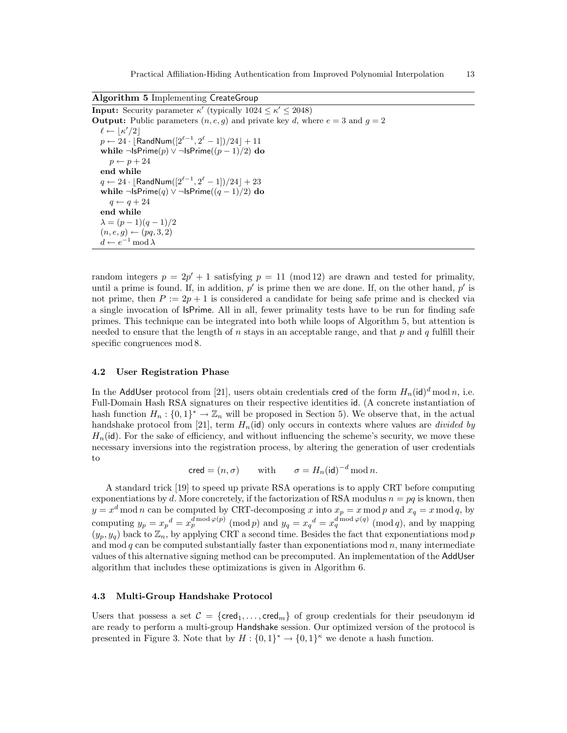**Algorithm 5** Implementing CreateGroup

**Input:** Security parameter $\kappa'$ (typically $1024 \le \kappa' \le 2048$)
**Output:** Public parameters $(n, e, g)$ and private key $d$, where $e = 3$ and $g = 2$

```
ℓ ← ⌊κ'/2⌋
p ← 24 · ⌊RandNum([2^(ℓ−1), 2^ℓ − 1])/24⌋ + 11
while ¬IsPrime(p) ∨ ¬IsPrime((p − 1)/2) do
    p ← p + 24
end while
q ← 24 · ⌊RandNum([2^(ℓ−1), 2^ℓ − 1])/24⌋ + 23
while ¬IsPrime(q) ∨ ¬IsPrime((q − 1)/2) do
    q ← q + 24
end while
λ = (p − 1)(q − 1)/2
(n, e, g) ← (pq, 3, 2)
d ← e^(−1) mod λ
```

random integers $p = 2p' + 1$ satisfying $p = 11 \pmod{12}$ are drawn and tested for primality, until a prime is found. If, in addition, $p'$ is prime then we are done. If, on the other hand, $p'$ is not prime, then $P := 2p + 1$ is considered a candidate for being safe prime and is checked via a single invocation of IsPrime. All in all, fewer primality tests have to be run for finding safe primes. This technique can be integrated into both while loops of Algorithm 5, but attention is needed to ensure that the length of $n$ stays in an acceptable range, and that $p$ and $q$ fulfill their specific congruences mod 8.

### 4.2 User Registration Phase

In the AddUser protocol from [21], users obtain credentials cred of the form $H_n(\mathsf{id})^d \bmod n$, i.e. Full-Domain Hash RSA signatures on their respective identities id. (A concrete instantiation of hash function $H_n : \{0,1\}^* \to \mathbb{Z}_n$ will be proposed in Section 5). We observe that, in the actual handshake protocol from [21], term $H_n(\mathsf{id})$ only occurs in contexts where values are *divided by* $H_n(\mathsf{id})$. For the sake of efficiency, and without influencing the scheme's security, we move these necessary inversions into the registration process, by altering the generation of user credentials to

$$\mathsf{cred} = (n, \sigma) \qquad \text{with} \qquad \sigma = H_n(\mathsf{id})^{-d} \bmod n.$$

A standard trick [19] to speed up private RSA operations is to apply CRT before computing exponentiations by $d$. More concretely, if the factorization of RSA modulus $n = pq$ is known, then $y = x^d \bmod n$ can be computed by CRT-decomposing $x$ into $x_p = x \bmod p$ and $x_q = x \bmod q$, by computing $y_p = {x_p}^d = x_p^{d \bmod \varphi(p)} \pmod{p}$ and $y_q = {x_q}^d = x_q^{d \bmod \varphi(q)} \pmod{q}$, and by mapping $(y_p, y_q)$ back to $\mathbb{Z}_n$, by applying CRT a second time. Besides the fact that exponentiations mod $p$ and mod $q$ can be computed substantially faster than exponentiations mod $n$, many intermediate values of this alternative signing method can be precomputed. An implementation of the AddUser algorithm that includes these optimizations is given in Algorithm 6.

### 4.3 Multi-Group Handshake Protocol

Users that possess a set $\mathcal{C} = \{\mathsf{cred}_1, \ldots, \mathsf{cred}_m\}$ of group credentials for their pseudonym id are ready to perform a multi-group Handshake session. Our optimized version of the protocol is presented in Figure 3. Note that by $H : \{0,1\}^* \to \{0,1\}^\kappa$ we denote a hash function.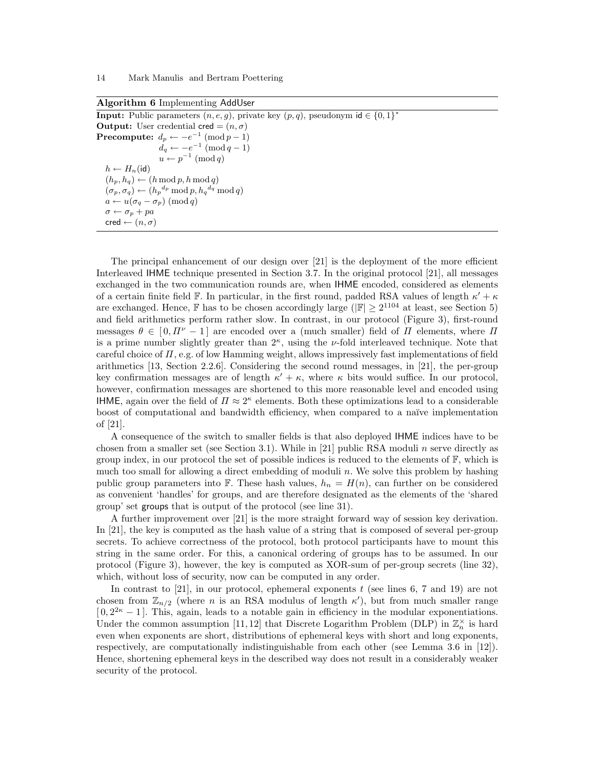**Algorithm 6** Implementing AddUser

**Input:** Public parameters $(n, e, g)$, private key $(p, q)$, pseudonym $\mathsf{id} \in \{0,1\}^*$
**Output:** User credential $\mathsf{cred} = (n, \sigma)$
**Precompute:** $d_p \leftarrow -e^{-1} \pmod{p-1}$
$d_q \leftarrow -e^{-1} \pmod{q-1}$
$u \leftarrow p^{-1} \pmod{q}$

$h \leftarrow H_n(\mathsf{id})$
$(h_p, h_q) \leftarrow (h \bmod p, h \bmod q)$
$(\sigma_p, \sigma_q) \leftarrow ({h_p}^{d_p} \bmod p, {h_q}^{d_q} \bmod q)$
$a \leftarrow u(\sigma_q - \sigma_p) \pmod{q}$
$\sigma \leftarrow \sigma_p + pa$
$\mathsf{cred} \leftarrow (n, \sigma)$

The principal enhancement of our design over [21] is the deployment of the more efficient Interleaved IHME technique presented in Section 3.7. In the original protocol [21], all messages exchanged in the two communication rounds are, when IHME encoded, considered as elements of a certain finite field $\mathbb{F}$. In particular, in the first round, padded RSA values of length $\kappa' + \kappa$ are exchanged. Hence, $\mathbb{F}$ has to be chosen accordingly large ($|\mathbb{F}| \geq 2^{1104}$ at least, see Section 5) and field arithmetics perform rather slow. In contrast, in our protocol (Figure 3), first-round messages $\theta \in [0, \Pi^\nu - 1]$ are encoded over a (much smaller) field of $\Pi$ elements, where $\Pi$ is a prime number slightly greater than $2^\kappa$, using the $\nu$-fold interleaved technique. Note that careful choice of $\Pi$, e.g. of low Hamming weight, allows impressively fast implementations of field arithmetics [13, Section 2.2.6]. Considering the second round messages, in [21], the per-group key confirmation messages are of length $\kappa' + \kappa$, where $\kappa$ bits would suffice. In our protocol, however, confirmation messages are shortened to this more reasonable level and encoded using IHME, again over the field of $\Pi \approx 2^\kappa$ elements. Both these optimizations lead to a considerable boost of computational and bandwidth efficiency, when compared to a naïve implementation of [21].

A consequence of the switch to smaller fields is that also deployed IHME indices have to be chosen from a smaller set (see Section 3.1). While in [21] public RSA moduli $n$ serve directly as group index, in our protocol the set of possible indices is reduced to the elements of $\mathbb{F}$, which is much too small for allowing a direct embedding of moduli $n$. We solve this problem by hashing public group parameters into $\mathbb{F}$. These hash values, $h_n = H(n)$, can further on be considered as convenient 'handles' for groups, and are therefore designated as the elements of the 'shared group' set groups that is output of the protocol (see line 31).

A further improvement over [21] is the more straight forward way of session key derivation. In [21], the key is computed as the hash value of a string that is composed of several per-group secrets. To achieve correctness of the protocol, both protocol participants have to mount this string in the same order. For this, a canonical ordering of groups has to be assumed. In our protocol (Figure 3), however, the key is computed as XOR-sum of per-group secrets (line 32), which, without loss of security, now can be computed in any order.

In contrast to [21], in our protocol, ephemeral exponents $t$ (see lines 6, 7 and 19) are not chosen from $\mathbb{Z}_{n/2}$ (where $n$ is an RSA modulus of length $\kappa'$), but from much smaller range $[0, 2^{2\kappa} - 1]$. This, again, leads to a notable gain in efficiency in the modular exponentiations. Under the common assumption [11,12] that Discrete Logarithm Problem (DLP) in $\mathbb{Z}_n^\times$ is hard even when exponents are short, distributions of ephemeral keys with short and long exponents, respectively, are computationally indistinguishable from each other (see Lemma 3.6 in [12]). Hence, shortening ephemeral keys in the described way does not result in a considerably weaker security of the protocol.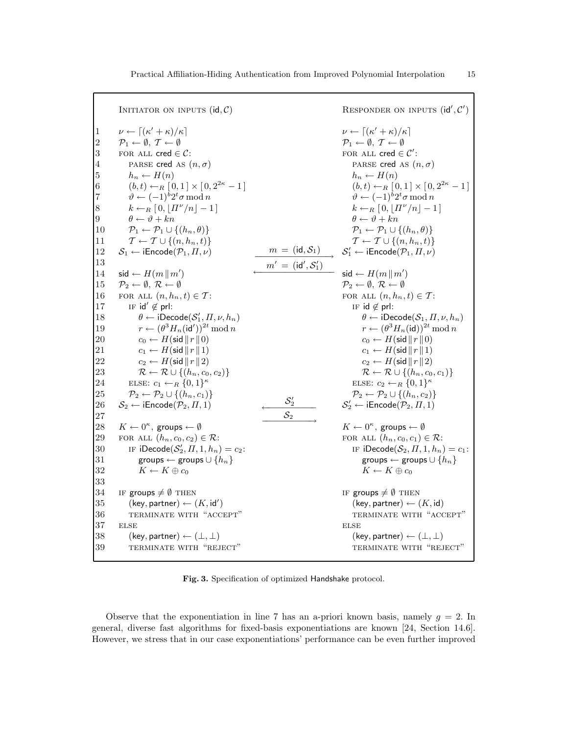```
     INITIATOR ON INPUTS (id, C)                                        RESPONDER ON INPUTS (id', C')

1    ν ← ⌈(κ' + κ)/κ⌉                                                   ν ← ⌈(κ' + κ)/κ⌉
2    P1 ← ∅, T ← ∅                                                      P1 ← ∅, T ← ∅
3    FOR ALL cred ∈ C:                                                  FOR ALL cred ∈ C':
4       PARSE cred AS (n, σ)                                               PARSE cred AS (n, σ)
5       h_n ← H(n)                                                         h_n ← H(n)
6       (b, t) ←_R [0, 1] × [0, 2^{2κ} − 1]                                (b, t) ←_R [0, 1] × [0, 2^{2κ} − 1]
7       ϑ ← (−1)^b 2^t σ mod n                                             ϑ ← (−1)^b 2^t σ mod n
8       k ←_R [0, ⌊Π^ν/n⌋ − 1]                                             k ←_R [0, ⌊Π^ν/n⌋ − 1]
9       θ ← ϑ + kn                                                         θ ← ϑ + kn
10      P1 ← P1 ∪ {(h_n, θ)}                                               P1 ← P1 ∪ {(h_n, θ)}
11      T ← T ∪ {(n, h_n, t)}                                              T ← T ∪ {(n, h_n, t)}
12   S1 ← iEncode(P1, Π, ν)              m = (id, S1)  ------>         S1' ← iEncode(P1, Π, ν)
13                                       <------  m' = (id', S1')
14   sid ← H(m || m')                                                   sid ← H(m || m')
15   P2 ← ∅, R ← ∅                                                      P2 ← ∅, R ← ∅
16   FOR ALL (n, h_n, t) ∈ T:                                           FOR ALL (n, h_n, t) ∈ T:
17      IF id' ∉ prl:                                                      IF id ∉ prl:
18         θ ← iDecode(S1', Π, ν, h_n)                                        θ ← iDecode(S1, Π, ν, h_n)
19         r ← (θ^3 H_n(id'))^{2t} mod n                                      r ← (θ^3 H_n(id))^{2t} mod n
20         c0 ← H(sid || r || 0)                                              c0 ← H(sid || r || 0)
21         c1 ← H(sid || r || 1)                                              c1 ← H(sid || r || 1)
22         c2 ← H(sid || r || 2)                                              c2 ← H(sid || r || 2)
23         R ← R ∪ {(h_n, c0, c2)}                                            R ← R ∪ {(h_n, c0, c1)}
24      ELSE: c1 ←_R {0, 1}^κ                                              ELSE: c2 ←_R {0, 1}^κ
25      P2 ← P2 ∪ {(h_n, c1)}                                              P2 ← P2 ∪ {(h_n, c2)}
26   S2 ← iEncode(P2, Π, 1)              <------  S2'                  S2' ← iEncode(P2, Π, 1)
27                                       S2  ------>
28   K ← 0^κ, groups ← ∅                                                K ← 0^κ, groups ← ∅
29   FOR ALL (h_n, c0, c2) ∈ R:                                         FOR ALL (h_n, c0, c1) ∈ R:
30      IF iDecode(S2', Π, 1, h_n) = c2:                                   IF iDecode(S2, Π, 1, h_n) = c1:
31         groups ← groups ∪ {h_n}                                            groups ← groups ∪ {h_n}
32         K ← K ⊕ c0                                                         K ← K ⊕ c0
33
34   IF groups ≠ ∅ THEN                                                 IF groups ≠ ∅ THEN
35      (key, partner) ← (K, id')                                          (key, partner) ← (K, id)
36      TERMINATE WITH "ACCEPT"                                            TERMINATE WITH "ACCEPT"
37   ELSE                                                               ELSE
38      (key, partner) ← (⊥, ⊥)                                            (key, partner) ← (⊥, ⊥)
39      TERMINATE WITH "REJECT"                                            TERMINATE WITH "REJECT"
```

**Fig. 3.** Specification of optimized Handshake protocol.

Observe that the exponentiation in line 7 has an a-priori known basis, namely $g = 2$. In general, diverse fast algorithms for fixed-basis exponentiations are known [24, Section 14.6]. However, we stress that in our case exponentiations' performance can be even further improved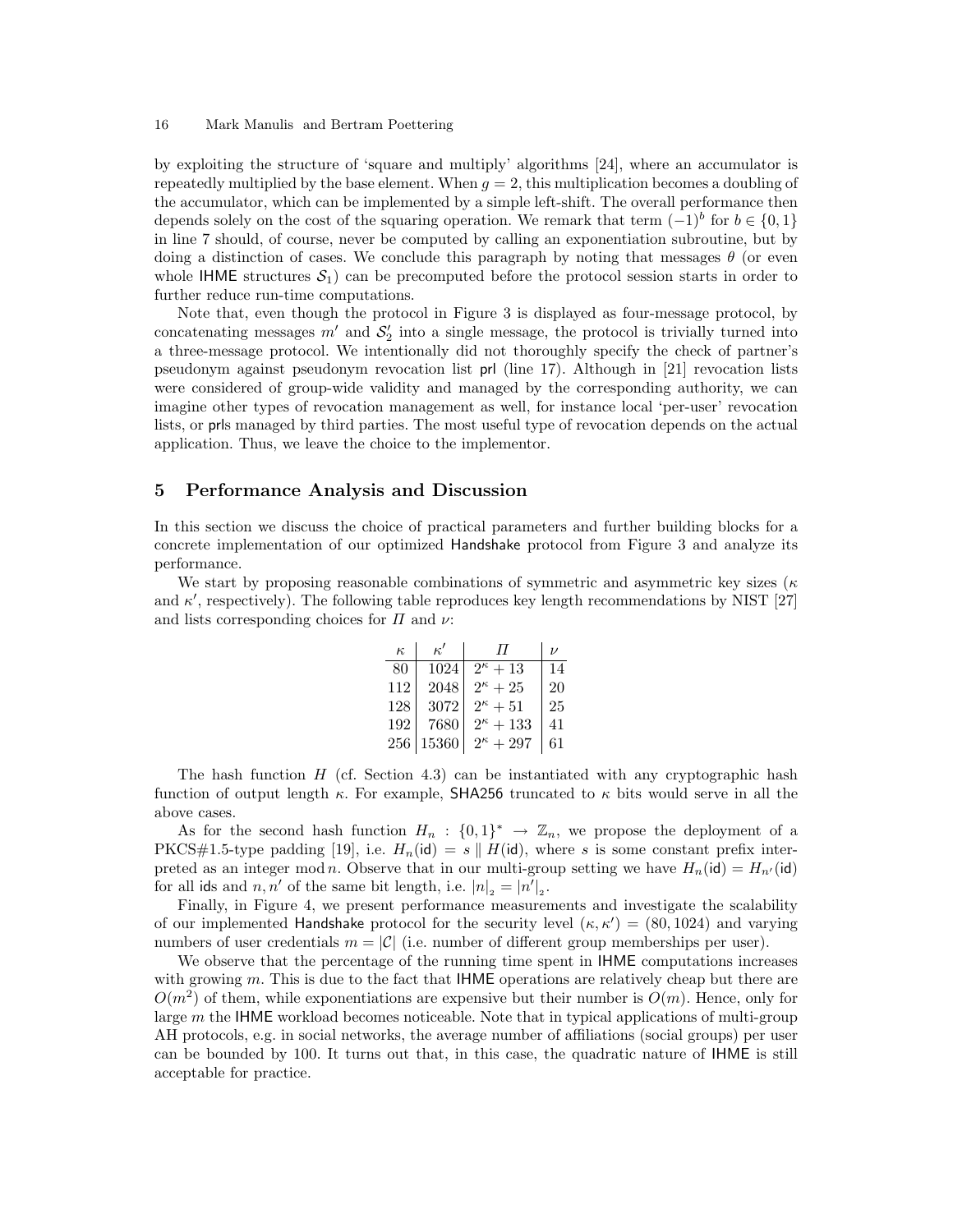by exploiting the structure of 'square and multiply' algorithms [24], where an accumulator is repeatedly multiplied by the base element. When $g = 2$, this multiplication becomes a doubling of the accumulator, which can be implemented by a simple left-shift. The overall performance then depends solely on the cost of the squaring operation. We remark that term $(-1)^b$ for $b \in \{0, 1\}$ in line 7 should, of course, never be computed by calling an exponentiation subroutine, but by doing a distinction of cases. We conclude this paragraph by noting that messages $\theta$ (or even whole IHME structures $\mathcal{S}_1$) can be precomputed before the protocol session starts in order to further reduce run-time computations.

Note that, even though the protocol in Figure 3 is displayed as four-message protocol, by concatenating messages $m'$ and $\mathcal{S}_2'$ into a single message, the protocol is trivially turned into a three-message protocol. We intentionally did not thoroughly specify the check of partner's pseudonym against pseudonym revocation list prl (line 17). Although in [21] revocation lists were considered of group-wide validity and managed by the corresponding authority, we can imagine other types of revocation management as well, for instance local 'per-user' revocation lists, or prls managed by third parties. The most useful type of revocation depends on the actual application. Thus, we leave the choice to the implementor.

## 5 Performance Analysis and Discussion

In this section we discuss the choice of practical parameters and further building blocks for a concrete implementation of our optimized Handshake protocol from Figure 3 and analyze its performance.

We start by proposing reasonable combinations of symmetric and asymmetric key sizes ($\kappa$ and $\kappa'$, respectively). The following table reproduces key length recommendations by NIST [27] and lists corresponding choices for $\Pi$ and $\nu$:

| $\kappa$ | $\kappa'$ | $\Pi$ | $\nu$ |
|---|---|---|---|
| 80 | 1024 | $2^\kappa + 13$ | 14 |
| 112 | 2048 | $2^\kappa + 25$ | 20 |
| 128 | 3072 | $2^\kappa + 51$ | 25 |
| 192 | 7680 | $2^\kappa + 133$ | 41 |
| 256 | 15360 | $2^\kappa + 297$ | 61 |

The hash function $H$ (cf. Section 4.3) can be instantiated with any cryptographic hash function of output length $\kappa$. For example, SHA256 truncated to $\kappa$ bits would serve in all the above cases.

As for the second hash function $H_n : \{0, 1\}^* \to \mathbb{Z}_n$, we propose the deployment of a PKCS#1.5-type padding [19], i.e. $H_n(\mathsf{id}) = s \parallel H(\mathsf{id})$, where $s$ is some constant prefix interpreted as an integer $\bmod\, n$. Observe that in our multi-group setting we have $H_n(\mathsf{id}) = H_{n'}(\mathsf{id})$ for all ids and $n, n'$ of the same bit length, i.e. $|n|_2 = |n'|_2$.

Finally, in Figure 4, we present performance measurements and investigate the scalability of our implemented Handshake protocol for the security level $(\kappa, \kappa') = (80, 1024)$ and varying numbers of user credentials $m = |\mathcal{C}|$ (i.e. number of different group memberships per user).

We observe that the percentage of the running time spent in IHME computations increases with growing $m$. This is due to the fact that IHME operations are relatively cheap but there are $O(m^2)$ of them, while exponentiations are expensive but their number is $O(m)$. Hence, only for large $m$ the IHME workload becomes noticeable. Note that in typical applications of multi-group AH protocols, e.g. in social networks, the average number of affiliations (social groups) per user can be bounded by 100. It turns out that, in this case, the quadratic nature of IHME is still acceptable for practice.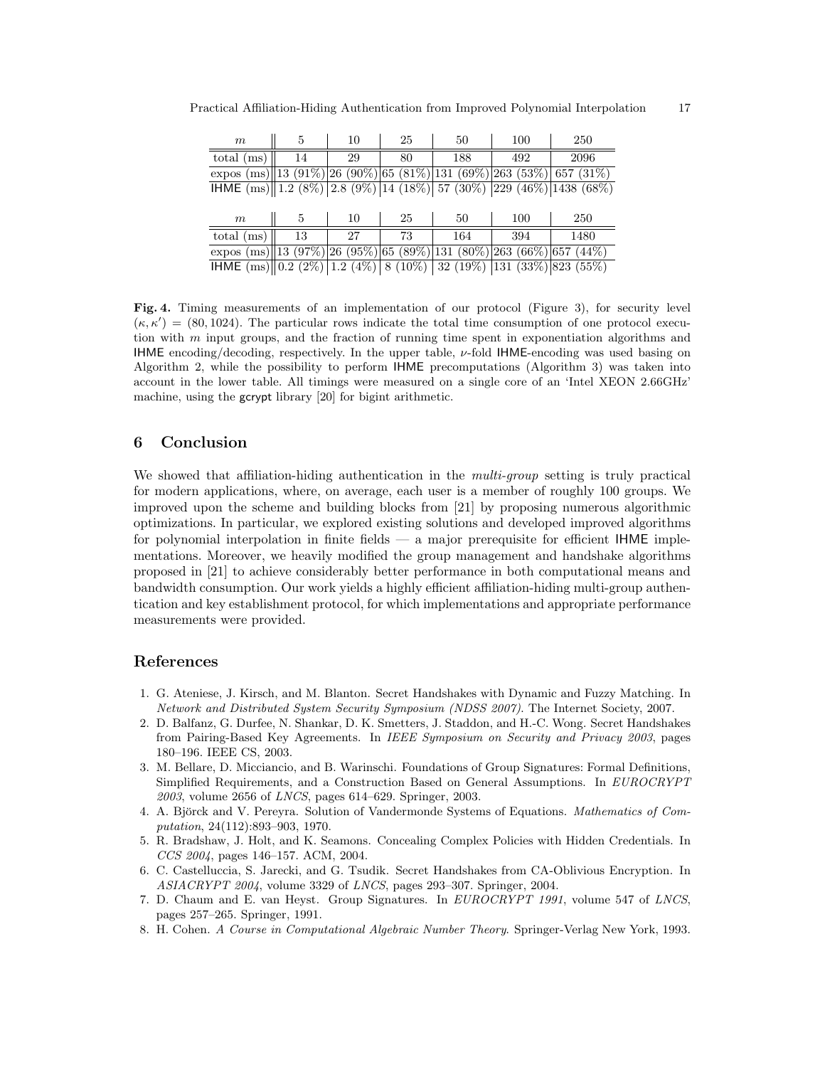| $m$ | 5 | 10 | 25 | 50 | 100 | 250 |
|---|---|---|---|---|---|---|
| total (ms) | 14 | 29 | 80 | 188 | 492 | 2096 |
| expos (ms) | 13 (91%) | 26 (90%) | 65 (81%) | 131 (69%) | 263 (53%) | 657 (31%) |
| IHME (ms) | 1.2 (8%) | 2.8 (9%) | 14 (18%) | 57 (30%) | 229 (46%) | 1438 (68%) |

| $m$ | 5 | 10 | 25 | 50 | 100 | 250 |
|---|---|---|---|---|---|---|
| total (ms) | 13 | 27 | 73 | 164 | 394 | 1480 |
| expos (ms) | 13 (97%) | 26 (95%) | 65 (89%) | 131 (80%) | 263 (66%) | 657 (44%) |
| IHME (ms) | 0.2 (2%) | 1.2 (4%) | 8 (10%) | 32 (19%) | 131 (33%) | 823 (55%) |

**Fig. 4.** Timing measurements of an implementation of our protocol (Figure 3), for security level $(\kappa, \kappa') = (80, 1024)$. The particular rows indicate the total time consumption of one protocol execution with $m$ input groups, and the fraction of running time spent in exponentiation algorithms and IHME encoding/decoding, respectively. In the upper table, $\nu$-fold IHME-encoding was used basing on Algorithm 2, while the possibility to perform IHME precomputations (Algorithm 3) was taken into account in the lower table. All timings were measured on a single core of an 'Intel XEON 2.66GHz' machine, using the gcrypt library [20] for bigint arithmetic.

## 6 Conclusion

We showed that affiliation-hiding authentication in the *multi-group* setting is truly practical for modern applications, where, on average, each user is a member of roughly 100 groups. We improved upon the scheme and building blocks from [21] by proposing numerous algorithmic optimizations. In particular, we explored existing solutions and developed improved algorithms for polynomial interpolation in finite fields — a major prerequisite for efficient IHME implementations. Moreover, we heavily modified the group management and handshake algorithms proposed in [21] to achieve considerably better performance in both computational means and bandwidth consumption. Our work yields a highly efficient affiliation-hiding multi-group authentication and key establishment protocol, for which implementations and appropriate performance measurements were provided.

## References

1. G. Ateniese, J. Kirsch, and M. Blanton. Secret Handshakes with Dynamic and Fuzzy Matching. In *Network and Distributed System Security Symposium (NDSS 2007)*. The Internet Society, 2007.
2. D. Balfanz, G. Durfee, N. Shankar, D. K. Smetters, J. Staddon, and H.-C. Wong. Secret Handshakes from Pairing-Based Key Agreements. In *IEEE Symposium on Security and Privacy 2003*, pages 180–196. IEEE CS, 2003.
3. M. Bellare, D. Micciancio, and B. Warinschi. Foundations of Group Signatures: Formal Definitions, Simplified Requirements, and a Construction Based on General Assumptions. In *EUROCRYPT 2003*, volume 2656 of *LNCS*, pages 614–629. Springer, 2003.
4. A. Björck and V. Pereyra. Solution of Vandermonde Systems of Equations. *Mathematics of Computation*, 24(112):893–903, 1970.
5. R. Bradshaw, J. Holt, and K. Seamons. Concealing Complex Policies with Hidden Credentials. In *CCS 2004*, pages 146–157. ACM, 2004.
6. C. Castelluccia, S. Jarecki, and G. Tsudik. Secret Handshakes from CA-Oblivious Encryption. In *ASIACRYPT 2004*, volume 3329 of *LNCS*, pages 293–307. Springer, 2004.
7. D. Chaum and E. van Heyst. Group Signatures. In *EUROCRYPT 1991*, volume 547 of *LNCS*, pages 257–265. Springer, 1991.
8. H. Cohen. *A Course in Computational Algebraic Number Theory*. Springer-Verlag New York, 1993.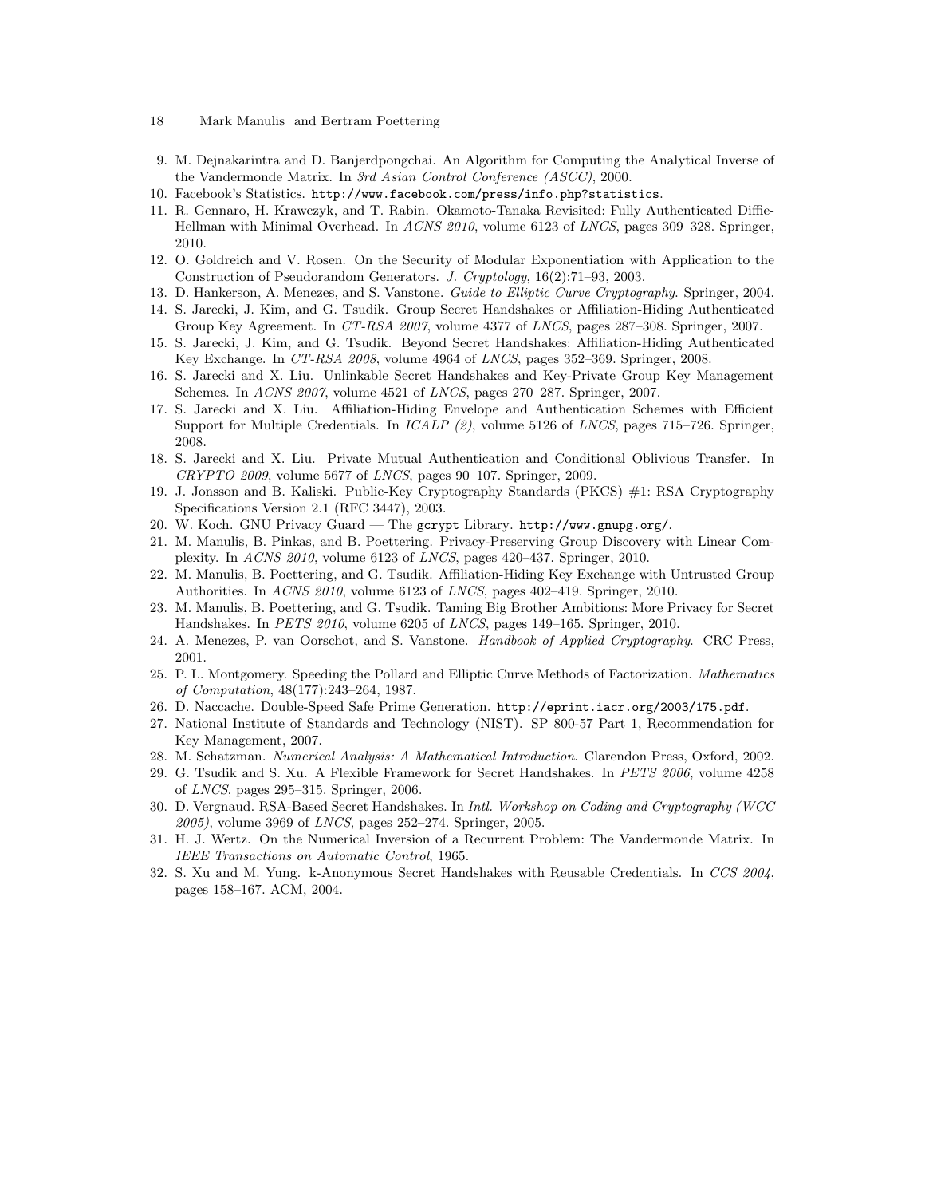9. M. Dejnakarintra and D. Banjerdpongchai. An Algorithm for Computing the Analytical Inverse of the Vandermonde Matrix. In *3rd Asian Control Conference (ASCC)*, 2000.
10. Facebook's Statistics. `http://www.facebook.com/press/info.php?statistics`.
11. R. Gennaro, H. Krawczyk, and T. Rabin. Okamoto-Tanaka Revisited: Fully Authenticated Diffie-Hellman with Minimal Overhead. In *ACNS 2010*, volume 6123 of *LNCS*, pages 309–328. Springer, 2010.
12. O. Goldreich and V. Rosen. On the Security of Modular Exponentiation with Application to the Construction of Pseudorandom Generators. *J. Cryptology*, 16(2):71–93, 2003.
13. D. Hankerson, A. Menezes, and S. Vanstone. *Guide to Elliptic Curve Cryptography*. Springer, 2004.
14. S. Jarecki, J. Kim, and G. Tsudik. Group Secret Handshakes or Affiliation-Hiding Authenticated Group Key Agreement. In *CT-RSA 2007*, volume 4377 of *LNCS*, pages 287–308. Springer, 2007.
15. S. Jarecki, J. Kim, and G. Tsudik. Beyond Secret Handshakes: Affiliation-Hiding Authenticated Key Exchange. In *CT-RSA 2008*, volume 4964 of *LNCS*, pages 352–369. Springer, 2008.
16. S. Jarecki and X. Liu. Unlinkable Secret Handshakes and Key-Private Group Key Management Schemes. In *ACNS 2007*, volume 4521 of *LNCS*, pages 270–287. Springer, 2007.
17. S. Jarecki and X. Liu. Affiliation-Hiding Envelope and Authentication Schemes with Efficient Support for Multiple Credentials. In *ICALP (2)*, volume 5126 of *LNCS*, pages 715–726. Springer, 2008.
18. S. Jarecki and X. Liu. Private Mutual Authentication and Conditional Oblivious Transfer. In *CRYPTO 2009*, volume 5677 of *LNCS*, pages 90–107. Springer, 2009.
19. J. Jonsson and B. Kaliski. Public-Key Cryptography Standards (PKCS) #1: RSA Cryptography Specifications Version 2.1 (RFC 3447), 2003.
20. W. Koch. GNU Privacy Guard — The `gcrypt` Library. `http://www.gnupg.org/`.
21. M. Manulis, B. Pinkas, and B. Poettering. Privacy-Preserving Group Discovery with Linear Complexity. In *ACNS 2010*, volume 6123 of *LNCS*, pages 420–437. Springer, 2010.
22. M. Manulis, B. Poettering, and G. Tsudik. Affiliation-Hiding Key Exchange with Untrusted Group Authorities. In *ACNS 2010*, volume 6123 of *LNCS*, pages 402–419. Springer, 2010.
23. M. Manulis, B. Poettering, and G. Tsudik. Taming Big Brother Ambitions: More Privacy for Secret Handshakes. In *PETS 2010*, volume 6205 of *LNCS*, pages 149–165. Springer, 2010.
24. A. Menezes, P. van Oorschot, and S. Vanstone. *Handbook of Applied Cryptography*. CRC Press, 2001.
25. P. L. Montgomery. Speeding the Pollard and Elliptic Curve Methods of Factorization. *Mathematics of Computation*, 48(177):243–264, 1987.
26. D. Naccache. Double-Speed Safe Prime Generation. `http://eprint.iacr.org/2003/175.pdf`.
27. National Institute of Standards and Technology (NIST). SP 800-57 Part 1, Recommendation for Key Management, 2007.
28. M. Schatzman. *Numerical Analysis: A Mathematical Introduction*. Clarendon Press, Oxford, 2002.
29. G. Tsudik and S. Xu. A Flexible Framework for Secret Handshakes. In *PETS 2006*, volume 4258 of *LNCS*, pages 295–315. Springer, 2006.
30. D. Vergnaud. RSA-Based Secret Handshakes. In *Intl. Workshop on Coding and Cryptography (WCC 2005)*, volume 3969 of *LNCS*, pages 252–274. Springer, 2005.
31. H. J. Wertz. On the Numerical Inversion of a Recurrent Problem: The Vandermonde Matrix. In *IEEE Transactions on Automatic Control*, 1965.
32. S. Xu and M. Yung. k-Anonymous Secret Handshakes with Reusable Credentials. In *CCS 2004*, pages 158–167. ACM, 2004.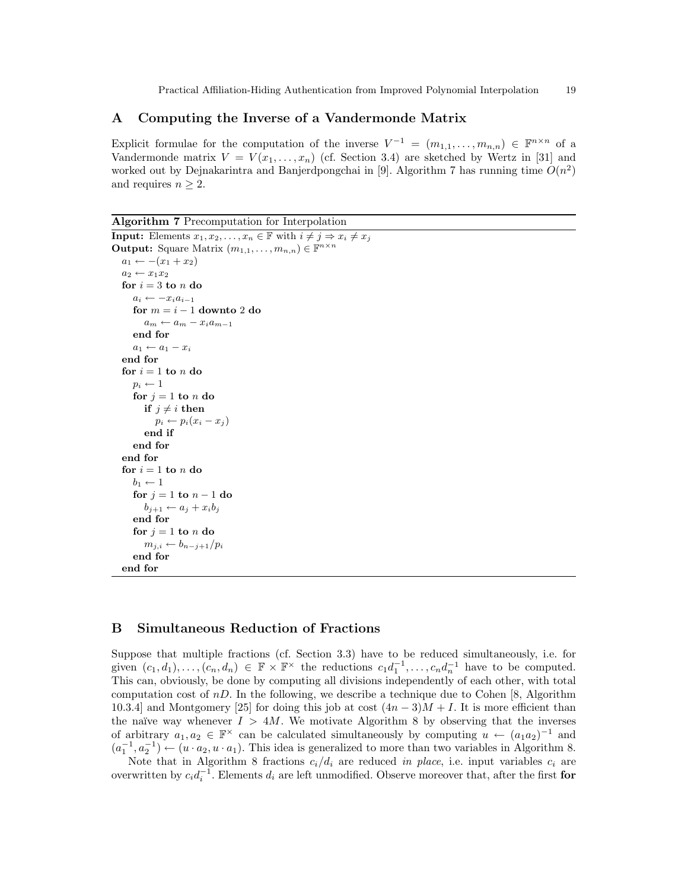## A Computing the Inverse of a Vandermonde Matrix

Explicit formulae for the computation of the inverse $V^{-1} = (m_{1,1}, \ldots, m_{n,n}) \in \mathbb{F}^{n \times n}$ of a Vandermonde matrix $V = V(x_1, \ldots, x_n)$ (cf. Section 3.4) are sketched by Wertz in [31] and worked out by Dejnakarintra and Banjerdpongchai in [9]. Algorithm 7 has running time $O(n^2)$ and requires $n \geq 2$.

**Algorithm 7** Precomputation for Interpolation

**Input:** Elements $x_1, x_2, \ldots, x_n \in \mathbb{F}$ with $i \neq j \Rightarrow x_i \neq x_j$
**Output:** Square Matrix $(m_{1,1}, \ldots, m_{n,n}) \in \mathbb{F}^{n \times n}$

```
a_1 ← −(x_1 + x_2)
a_2 ← x_1 x_2
for i = 3 to n do
  a_i ← −x_i a_{i−1}
  for m = i − 1 downto 2 do
    a_m ← a_m − x_i a_{m−1}
  end for
  a_1 ← a_1 − x_i
end for
for i = 1 to n do
  p_i ← 1
  for j = 1 to n do
    if j ≠ i then
      p_i ← p_i (x_i − x_j)
    end if
  end for
end for
for i = 1 to n do
  b_1 ← 1
  for j = 1 to n − 1 do
    b_{j+1} ← a_j + x_i b_j
  end for
  for j = 1 to n do
    m_{j,i} ← b_{n−j+1} / p_i
  end for
end for
```

## B Simultaneous Reduction of Fractions

Suppose that multiple fractions (cf. Section 3.3) have to be reduced simultaneously, i.e. for given $(c_1, d_1), \ldots, (c_n, d_n) \in \mathbb{F} \times \mathbb{F}^{\times}$ the reductions $c_1 d_1^{-1}, \ldots, c_n d_n^{-1}$ have to be computed. This can, obviously, be done by computing all divisions independently of each other, with total computation cost of $nD$. In the following, we describe a technique due to Cohen [8, Algorithm 10.3.4] and Montgomery [25] for doing this job at cost $(4n - 3)M + I$. It is more efficient than the naïve way whenever $I > 4M$. We motivate Algorithm 8 by observing that the inverses of arbitrary $a_1, a_2 \in \mathbb{F}^{\times}$ can be calculated simultaneously by computing $u \leftarrow (a_1 a_2)^{-1}$ and $(a_1^{-1}, a_2^{-1}) \leftarrow (u \cdot a_2, u \cdot a_1)$. This idea is generalized to more than two variables in Algorithm 8.

Note that in Algorithm 8 fractions $c_i/d_i$ are reduced *in place*, i.e. input variables $c_i$ are overwritten by $c_i d_i^{-1}$. Elements $d_i$ are left unmodified. Observe moreover that, after the first **for**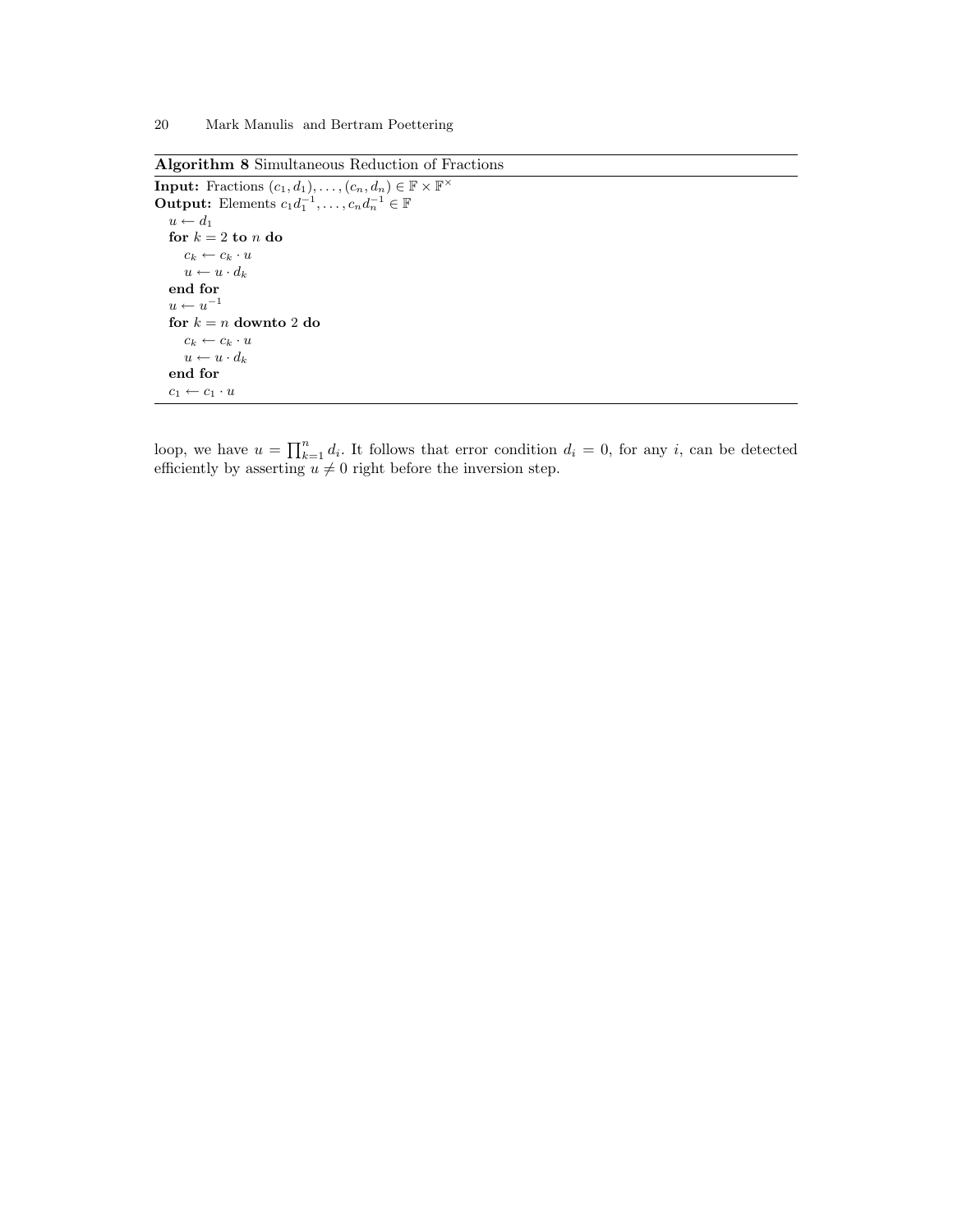**Algorithm 8** Simultaneous Reduction of Fractions

**Input:** Fractions $(c_1, d_1), \ldots, (c_n, d_n) \in \mathbb{F} \times \mathbb{F}^\times$
**Output:** Elements $c_1 d_1^{-1}, \ldots, c_n d_n^{-1} \in \mathbb{F}$

```
u ← d_1
for k = 2 to n do
    c_k ← c_k · u
    u ← u · d_k
end for
u ← u^{-1}
for k = n downto 2 do
    c_k ← c_k · u
    u ← u · d_k
end for
c_1 ← c_1 · u
```

loop, we have $u = \prod_{k=1}^{n} d_i$. It follows that error condition $d_i = 0$, for any $i$, can be detected efficiently by asserting $u \neq 0$ right before the inversion step.